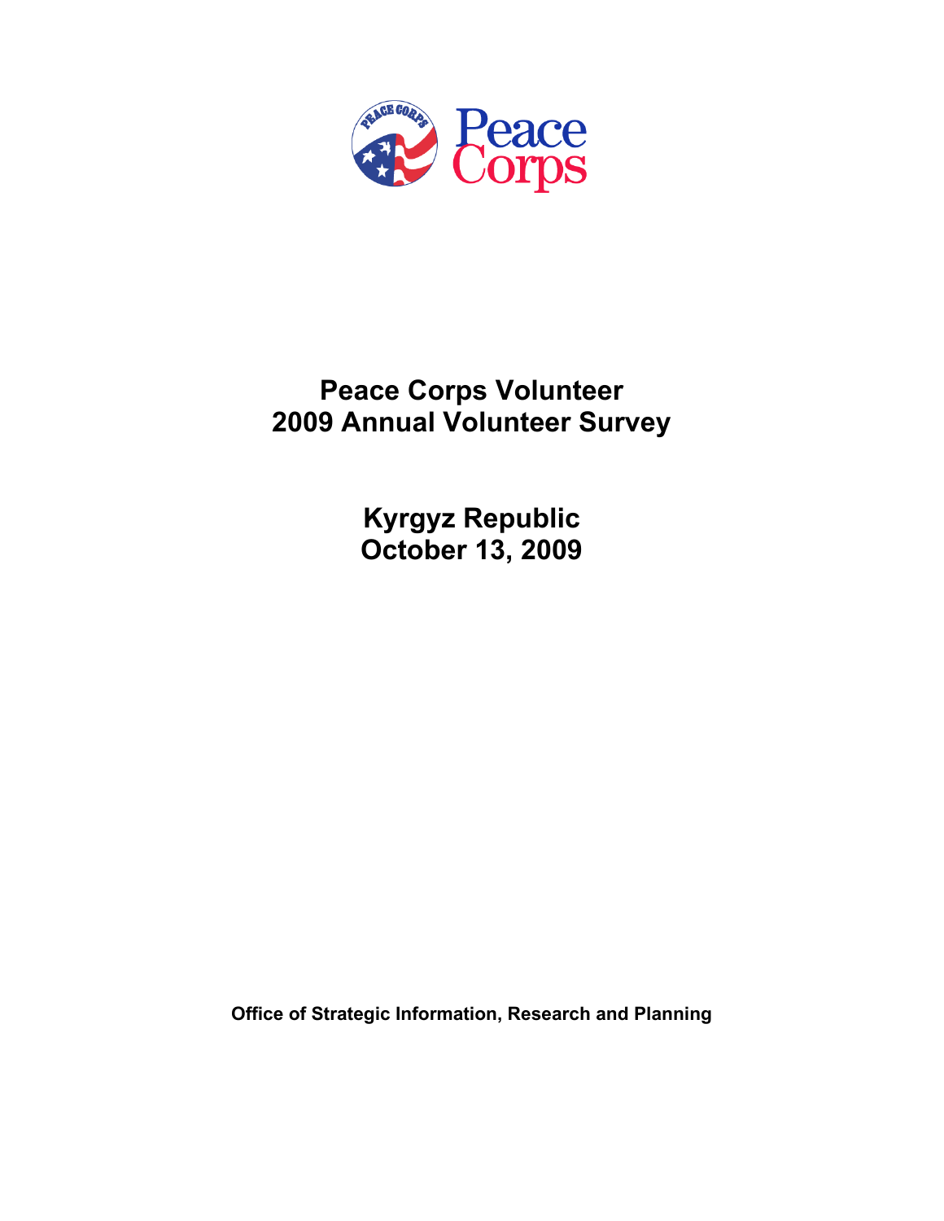Peace Corps

# Peace Corps Volunteer
# 2009 Annual Volunteer Survey

## Kyrgyz Republic
## October 13, 2009

**Office of Strategic Information, Research and Planning**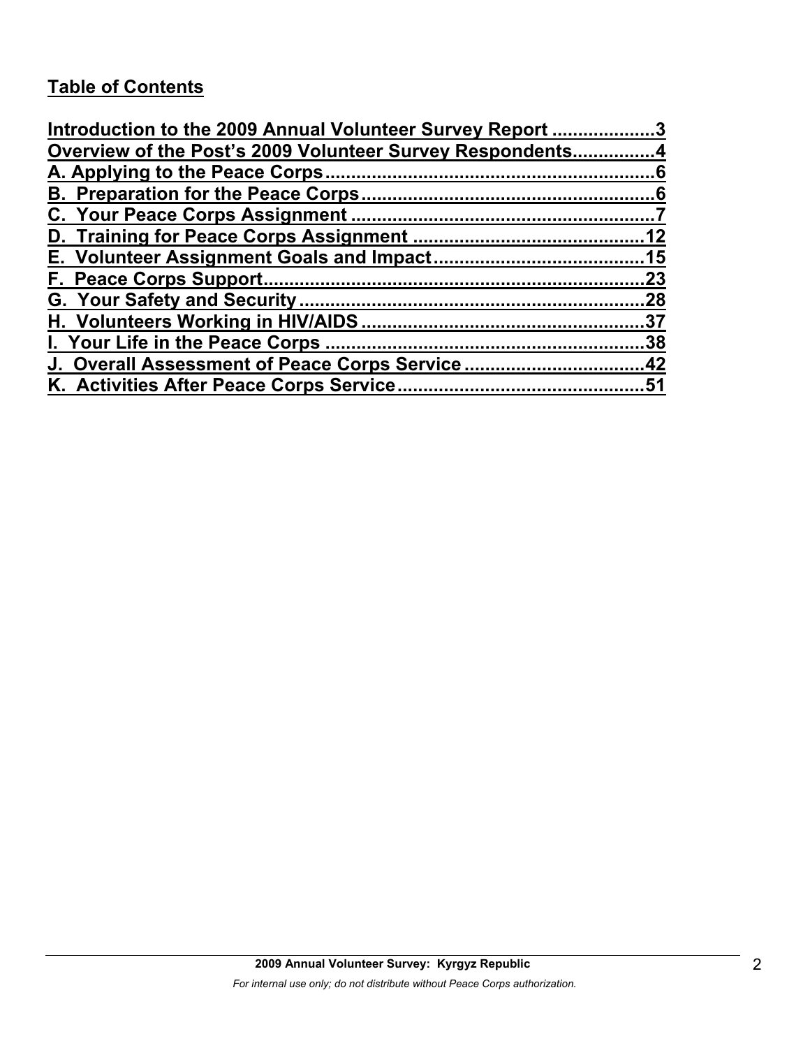## Table of Contents

Introduction to the 2009 Annual Volunteer Survey Report ....................3
Overview of the Post's 2009 Volunteer Survey Respondents................4
A. Applying to the Peace Corps................................................................6
B. Preparation for the Peace Corps.........................................................6
C. Your Peace Corps Assignment ...........................................................7
D. Training for Peace Corps Assignment ............................................12
E. Volunteer Assignment Goals and Impact........................................15
F. Peace Corps Support..........................................................................23
G. Your Safety and Security...................................................................28
H. Volunteers Working in HIV/AIDS .......................................................37
I. Your Life in the Peace Corps .............................................................38
J. Overall Assessment of Peace Corps Service ..................................42
K. Activities After Peace Corps Service................................................51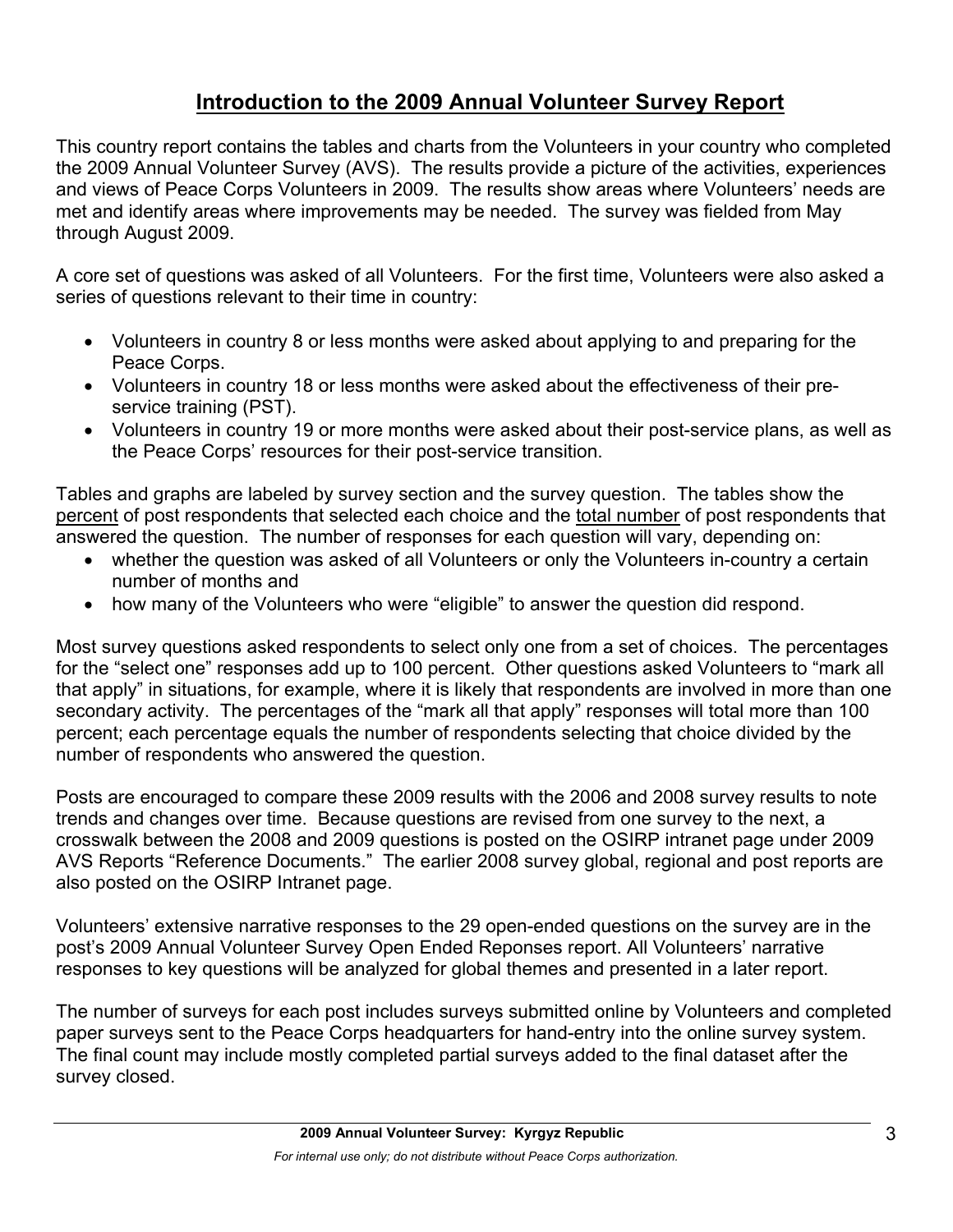# Introduction to the 2009 Annual Volunteer Survey Report

This country report contains the tables and charts from the Volunteers in your country who completed the 2009 Annual Volunteer Survey (AVS). The results provide a picture of the activities, experiences and views of Peace Corps Volunteers in 2009. The results show areas where Volunteers' needs are met and identify areas where improvements may be needed. The survey was fielded from May through August 2009.

A core set of questions was asked of all Volunteers. For the first time, Volunteers were also asked a series of questions relevant to their time in country:

- Volunteers in country 8 or less months were asked about applying to and preparing for the Peace Corps.
- Volunteers in country 18 or less months were asked about the effectiveness of their pre-service training (PST).
- Volunteers in country 19 or more months were asked about their post-service plans, as well as the Peace Corps' resources for their post-service transition.

Tables and graphs are labeled by survey section and the survey question. The tables show the percent of post respondents that selected each choice and the total number of post respondents that answered the question. The number of responses for each question will vary, depending on:

- whether the question was asked of all Volunteers or only the Volunteers in-country a certain number of months and
- how many of the Volunteers who were "eligible" to answer the question did respond.

Most survey questions asked respondents to select only one from a set of choices. The percentages for the "select one" responses add up to 100 percent. Other questions asked Volunteers to "mark all that apply" in situations, for example, where it is likely that respondents are involved in more than one secondary activity. The percentages of the "mark all that apply" responses will total more than 100 percent; each percentage equals the number of respondents selecting that choice divided by the number of respondents who answered the question.

Posts are encouraged to compare these 2009 results with the 2006 and 2008 survey results to note trends and changes over time. Because questions are revised from one survey to the next, a crosswalk between the 2008 and 2009 questions is posted on the OSIRP intranet page under 2009 AVS Reports "Reference Documents." The earlier 2008 survey global, regional and post reports are also posted on the OSIRP Intranet page.

Volunteers' extensive narrative responses to the 29 open-ended questions on the survey are in the post's 2009 Annual Volunteer Survey Open Ended Reponses report. All Volunteers' narrative responses to key questions will be analyzed for global themes and presented in a later report.

The number of surveys for each post includes surveys submitted online by Volunteers and completed paper surveys sent to the Peace Corps headquarters for hand-entry into the online survey system. The final count may include mostly completed partial surveys added to the final dataset after the survey closed.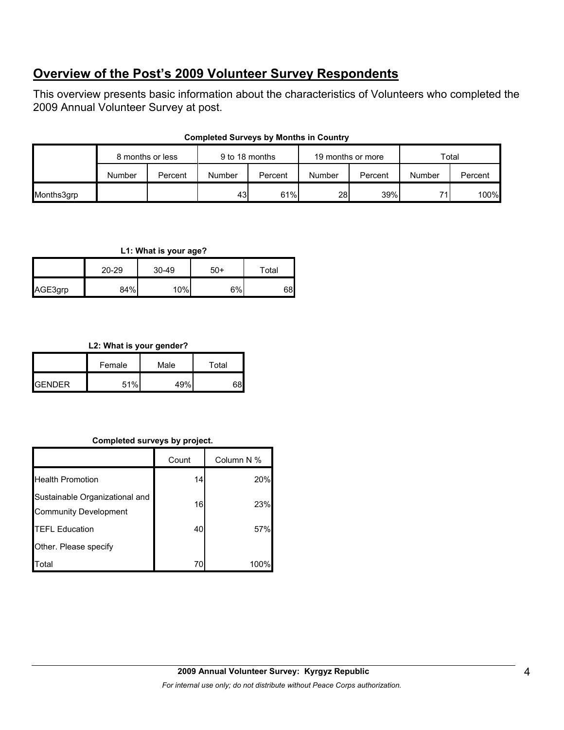## Overview of the Post's 2009 Volunteer Survey Respondents

This overview presents basic information about the characteristics of Volunteers who completed the 2009 Annual Volunteer Survey at post.

**Completed Surveys by Months in Country**

| | 8 months or less | | 9 to 18 months | | 19 months or more | | Total | |
|---|---|---|---|---|---|---|---|---|
| | Number | Percent | Number | Percent | Number | Percent | Number | Percent |
| Months3grp | | | 43 | 61% | 28 | 39% | 71 | 100% |

**L1: What is your age?**

| | 20-29 | 30-49 | 50+ | Total |
|---|---|---|---|---|
| AGE3grp | 84% | 10% | 6% | 68 |

**L2: What is your gender?**

| | Female | Male | Total |
|---|---|---|---|
| GENDER | 51% | 49% | 68 |

**Completed surveys by project.**

| | Count | Column N % |
|---|---|---|
| Health Promotion | 14 | 20% |
| Sustainable Organizational and Community Development | 16 | 23% |
| TEFL Education | 40 | 57% |
| Other. Please specify | | |
| Total | 70 | 100% |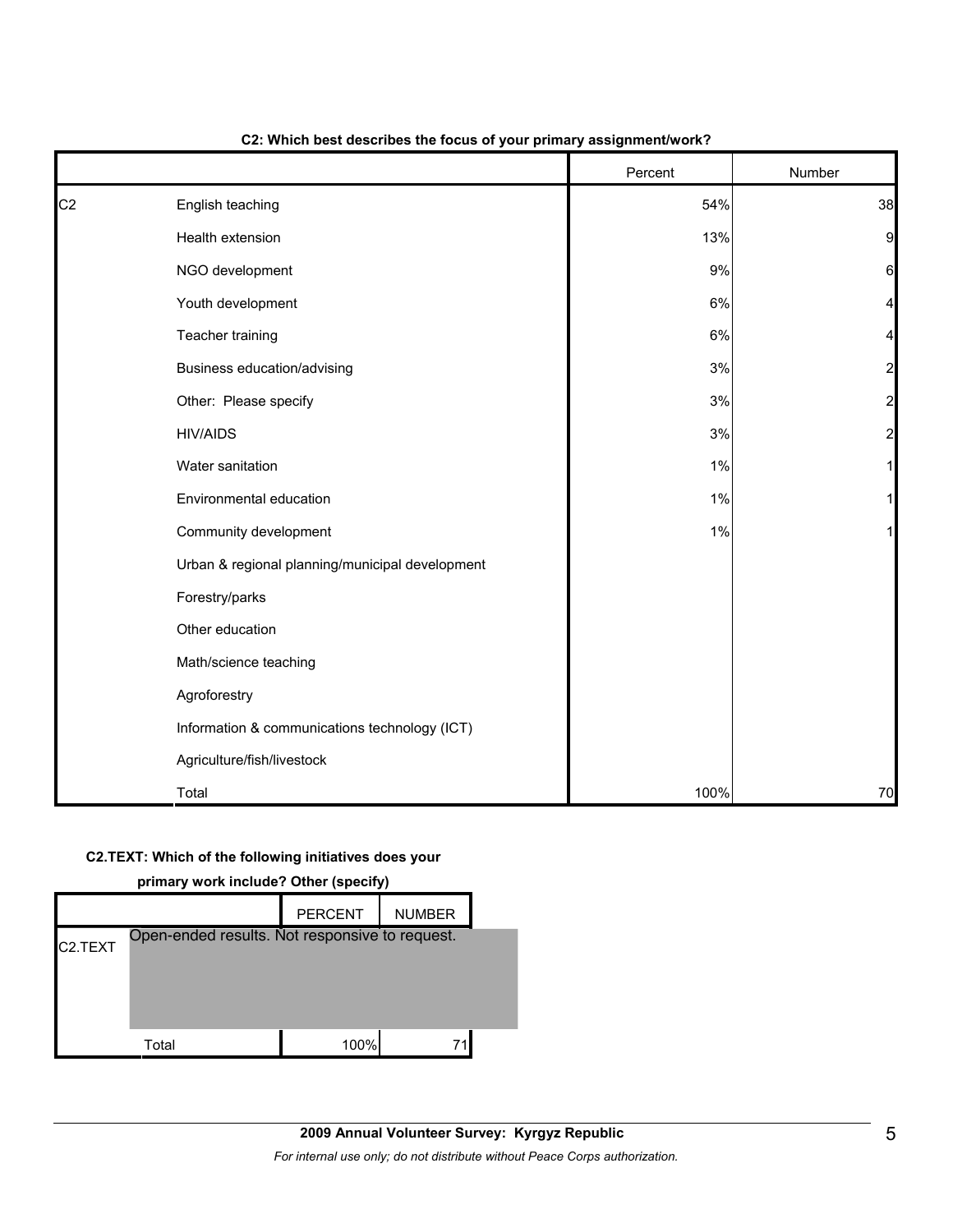**C2: Which best describes the focus of your primary assignment/work?**

| | | Percent | Number |
|---|---|---|---|
| C2 | English teaching | 54% | 38 |
| | Health extension | 13% | 9 |
| | NGO development | 9% | 6 |
| | Youth development | 6% | 4 |
| | Teacher training | 6% | 4 |
| | Business education/advising | 3% | 2 |
| | Other: Please specify | 3% | 2 |
| | HIV/AIDS | 3% | 2 |
| | Water sanitation | 1% | 1 |
| | Environmental education | 1% | 1 |
| | Community development | 1% | 1 |
| | Urban & regional planning/municipal development | | |
| | Forestry/parks | | |
| | Other education | | |
| | Math/science teaching | | |
| | Agroforestry | | |
| | Information & communications technology (ICT) | | |
| | Agriculture/fish/livestock | | |
| | Total | 100% | 70 |

**C2.TEXT: Which of the following initiatives does your primary work include? Other (specify)**

| | | PERCENT | NUMBER |
|---|---|---|---|
| C2.TEXT | Open-ended results. Not responsive to request. | | |
| | Total | 100% | 71 |

**2009 Annual Volunteer Survey: Kyrgyz Republic**

*For internal use only; do not distribute without Peace Corps authorization.*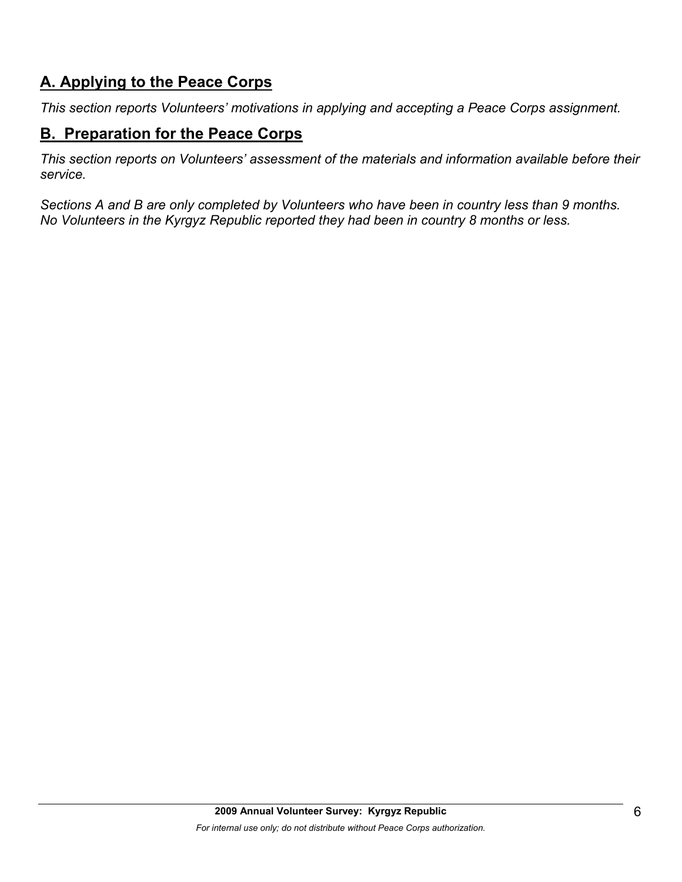## A. Applying to the Peace Corps

*This section reports Volunteers' motivations in applying and accepting a Peace Corps assignment.*

## B. Preparation for the Peace Corps

*This section reports on Volunteers' assessment of the materials and information available before their service.*

*Sections A and B are only completed by Volunteers who have been in country less than 9 months. No Volunteers in the Kyrgyz Republic reported they had been in country 8 months or less.*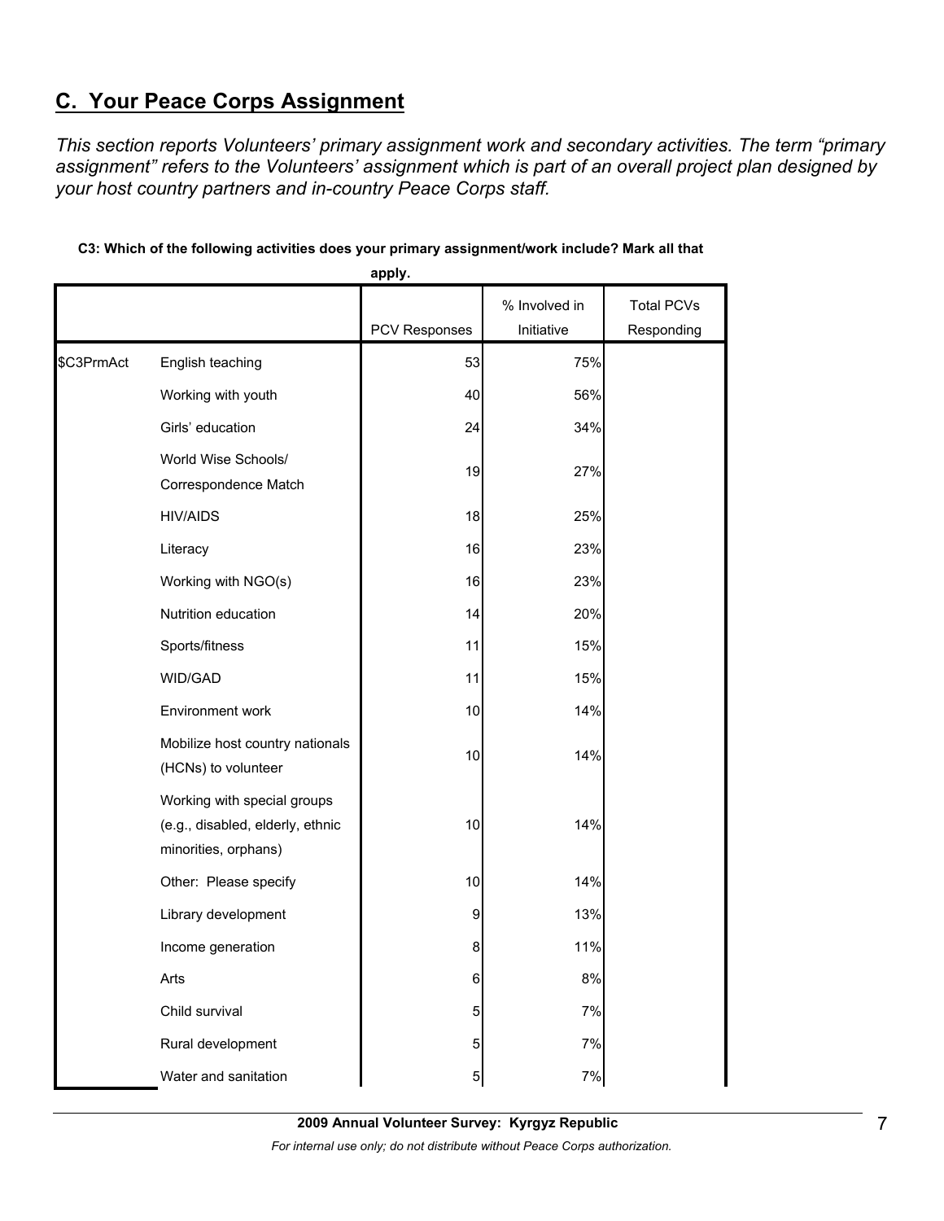## C. Your Peace Corps Assignment

*This section reports Volunteers' primary assignment work and secondary activities. The term "primary assignment" refers to the Volunteers' assignment which is part of an overall project plan designed by your host country partners and in-country Peace Corps staff.*

**C3: Which of the following activities does your primary assignment/work include? Mark all that apply.**

| | | PCV Responses | % Involved in Initiative | Total PCVs Responding |
|---|---|---|---|---|
| $C3PrmAct | English teaching | 53 | 75% | |
| | Working with youth | 40 | 56% | |
| | Girls' education | 24 | 34% | |
| | World Wise Schools/ Correspondence Match | 19 | 27% | |
| | HIV/AIDS | 18 | 25% | |
| | Literacy | 16 | 23% | |
| | Working with NGO(s) | 16 | 23% | |
| | Nutrition education | 14 | 20% | |
| | Sports/fitness | 11 | 15% | |
| | WID/GAD | 11 | 15% | |
| | Environment work | 10 | 14% | |
| | Mobilize host country nationals (HCNs) to volunteer | 10 | 14% | |
| | Working with special groups (e.g., disabled, elderly, ethnic minorities, orphans) | 10 | 14% | |
| | Other: Please specify | 10 | 14% | |
| | Library development | 9 | 13% | |
| | Income generation | 8 | 11% | |
| | Arts | 6 | 8% | |
| | Child survival | 5 | 7% | |
| | Rural development | 5 | 7% | |
| | Water and sanitation | 5 | 7% | |

2009 Annual Volunteer Survey: Kyrgyz Republic

*For internal use only; do not distribute without Peace Corps authorization.*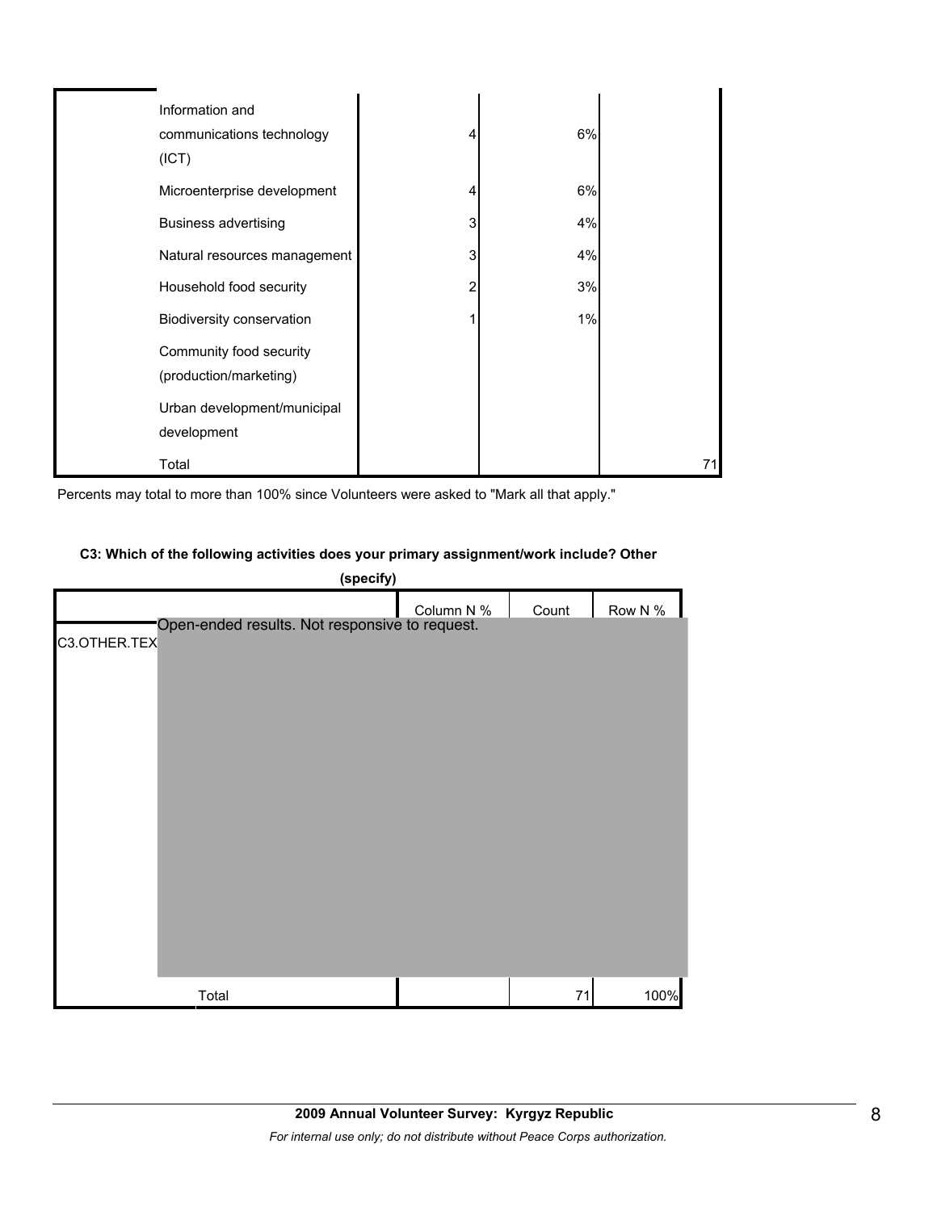| | | | | |
|---|---|---|---|---|
| | Information and communications technology (ICT) | 4 | 6% | |
| | Microenterprise development | 4 | 6% | |
| | Business advertising | 3 | 4% | |
| | Natural resources management | 3 | 4% | |
| | Household food security | 2 | 3% | |
| | Biodiversity conservation | 1 | 1% | |
| | Community food security (production/marketing) | | | |
| | Urban development/municipal development | | | |
| | Total | | | 71 |

Percents may total to more than 100% since Volunteers were asked to "Mark all that apply."

**C3: Which of the following activities does your primary assignment/work include? Other (specify)**

| | | Column N % | Count | Row N % |
|---|---|---|---|---|
| C3.OTHER.TEX | Open-ended results. Not responsive to request. | | | |
| | Total | | 71 | 100% |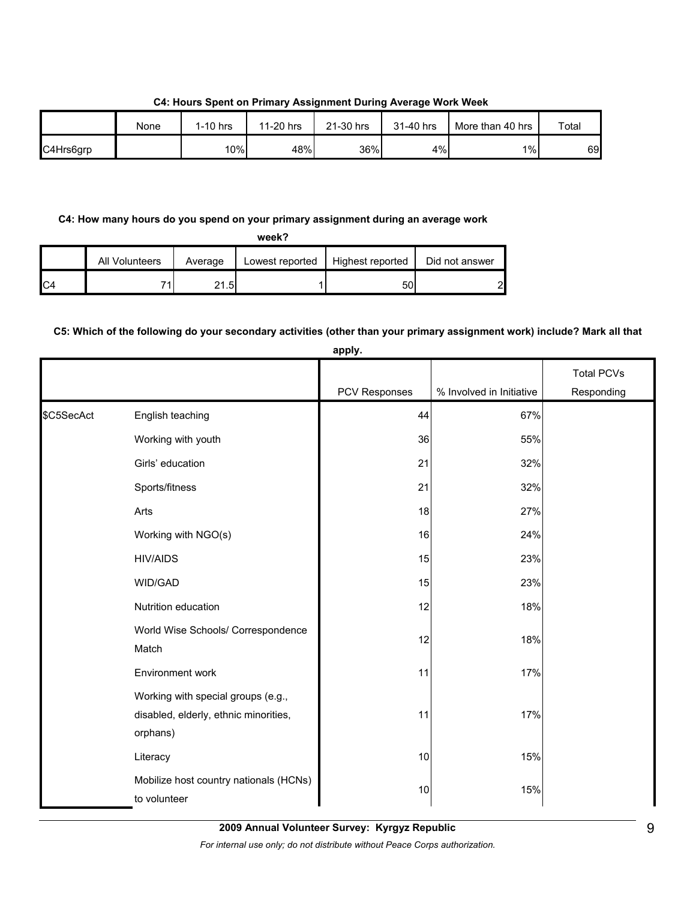**C4: Hours Spent on Primary Assignment During Average Work Week**

| | None | 1-10 hrs | 11-20 hrs | 21-30 hrs | 31-40 hrs | More than 40 hrs | Total |
|---|---|---|---|---|---|---|---|
| C4Hrs6grp | | 10% | 48% | 36% | 4% | 1% | 69 |

**C4: How many hours do you spend on your primary assignment during an average work week?**

| | All Volunteers | Average | Lowest reported | Highest reported | Did not answer |
|---|---|---|---|---|---|
| C4 | 71 | 21.5 | 1 | 50 | 2 |

**C5: Which of the following do your secondary activities (other than your primary assignment work) include? Mark all that apply.**

| | | PCV Responses | % Involved in Initiative | Total PCVs Responding |
|---|---|---|---|---|
| $C5SecAct | English teaching | 44 | 67% | |
| | Working with youth | 36 | 55% | |
| | Girls' education | 21 | 32% | |
| | Sports/fitness | 21 | 32% | |
| | Arts | 18 | 27% | |
| | Working with NGO(s) | 16 | 24% | |
| | HIV/AIDS | 15 | 23% | |
| | WID/GAD | 15 | 23% | |
| | Nutrition education | 12 | 18% | |
| | World Wise Schools/ Correspondence Match | 12 | 18% | |
| | Environment work | 11 | 17% | |
| | Working with special groups (e.g., disabled, elderly, ethnic minorities, orphans) | 11 | 17% | |
| | Literacy | 10 | 15% | |
| | Mobilize host country nationals (HCNs) to volunteer | 10 | 15% | |

**2009 Annual Volunteer Survey: Kyrgyz Republic**

*For internal use only; do not distribute without Peace Corps authorization.*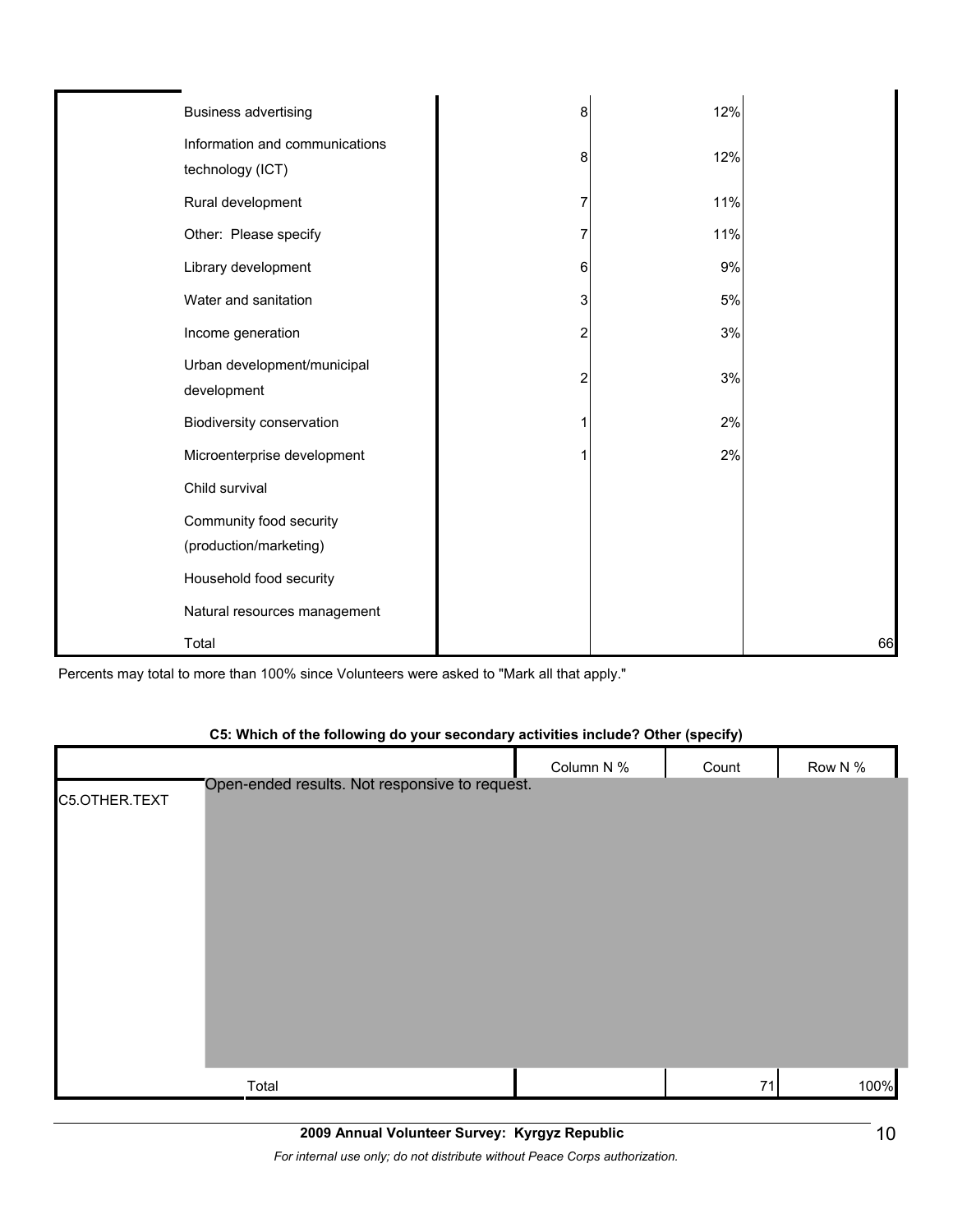| | | | | |
|---|---|---|---|---|
| | Business advertising | 8 | 12% | |
| | Information and communications technology (ICT) | 8 | 12% | |
| | Rural development | 7 | 11% | |
| | Other: Please specify | 7 | 11% | |
| | Library development | 6 | 9% | |
| | Water and sanitation | 3 | 5% | |
| | Income generation | 2 | 3% | |
| | Urban development/municipal development | 2 | 3% | |
| | Biodiversity conservation | 1 | 2% | |
| | Microenterprise development | 1 | 2% | |
| | Child survival | | | |
| | Community food security (production/marketing) | | | |
| | Household food security | | | |
| | Natural resources management | | | |
| | Total | | | 66 |

Percents may total to more than 100% since Volunteers were asked to "Mark all that apply."

**C5: Which of the following do your secondary activities include? Other (specify)**

| | | Column N % | Count | Row N % |
|---|---|---|---|---|
| C5.OTHER.TEXT | Open-ended results. Not responsive to request. | | | |
| | Total | | 71 | 100% |

**2009 Annual Volunteer Survey: Kyrgyz Republic**

*For internal use only; do not distribute without Peace Corps authorization.*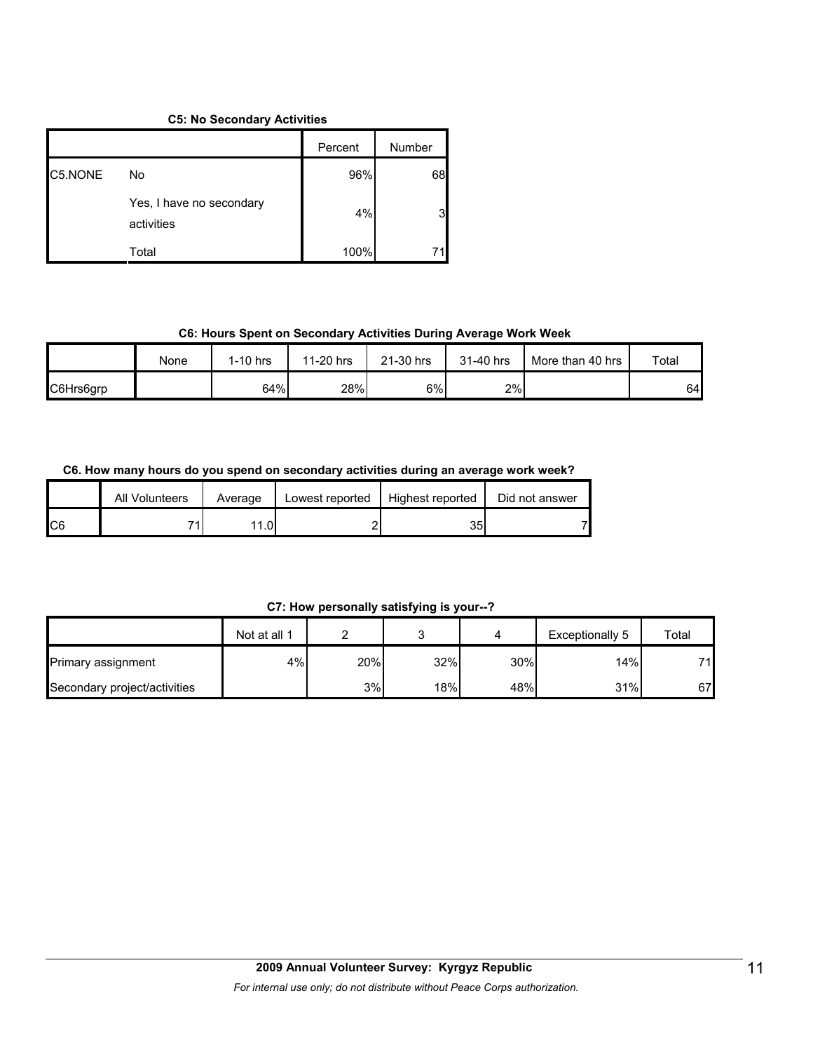**C5: No Secondary Activities**

| | | Percent | Number |
|---|---|---|---|
| C5.NONE | No | 96% | 68 |
| | Yes, I have no secondary activities | 4% | 3 |
| | Total | 100% | 71 |

**C6: Hours Spent on Secondary Activities During Average Work Week**

| | None | 1-10 hrs | 11-20 hrs | 21-30 hrs | 31-40 hrs | More than 40 hrs | Total |
|---|---|---|---|---|---|---|---|
| C6Hrs6grp | | 64% | 28% | 6% | 2% | | 64 |

**C6. How many hours do you spend on secondary activities during an average work week?**

| | All Volunteers | Average | Lowest reported | Highest reported | Did not answer |
|---|---|---|---|---|---|
| C6 | 71 | 11.0 | 2 | 35 | 7 |

**C7: How personally satisfying is your--?**

| | Not at all 1 | 2 | 3 | 4 | Exceptionally 5 | Total |
|---|---|---|---|---|---|---|
| Primary assignment | 4% | 20% | 32% | 30% | 14% | 71 |
| Secondary project/activities | | 3% | 18% | 48% | 31% | 67 |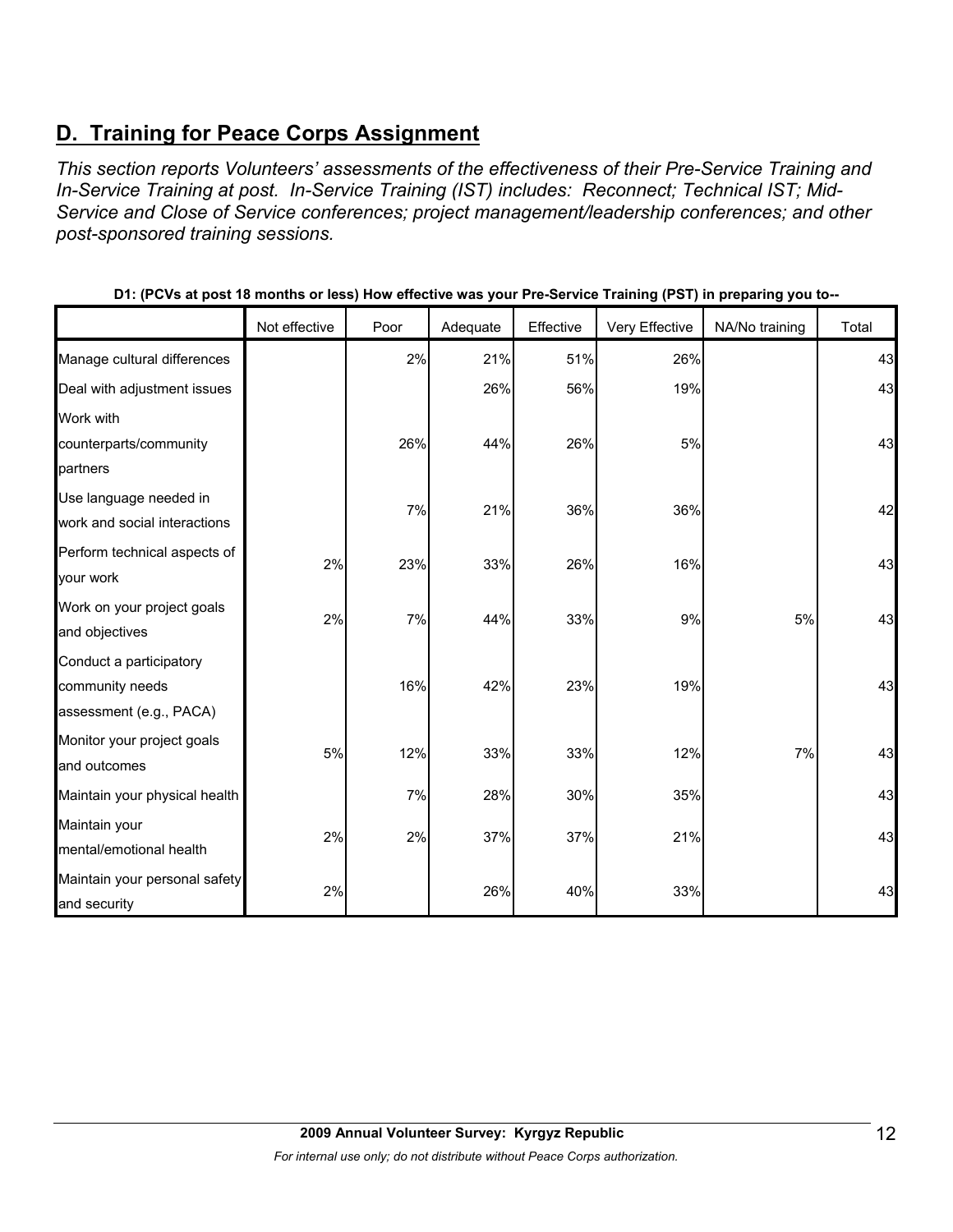## D. Training for Peace Corps Assignment

*This section reports Volunteers' assessments of the effectiveness of their Pre-Service Training and In-Service Training at post. In-Service Training (IST) includes: Reconnect; Technical IST; Mid-Service and Close of Service conferences; project management/leadership conferences; and other post-sponsored training sessions.*

**D1: (PCVs at post 18 months or less) How effective was your Pre-Service Training (PST) in preparing you to--**

| | Not effective | Poor | Adequate | Effective | Very Effective | NA/No training | Total |
|---|---|---|---|---|---|---|---|
| Manage cultural differences | | 2% | 21% | 51% | 26% | | 43 |
| Deal with adjustment issues | | | 26% | 56% | 19% | | 43 |
| Work with counterparts/community partners | | 26% | 44% | 26% | 5% | | 43 |
| Use language needed in work and social interactions | | 7% | 21% | 36% | 36% | | 42 |
| Perform technical aspects of your work | 2% | 23% | 33% | 26% | 16% | | 43 |
| Work on your project goals and objectives | 2% | 7% | 44% | 33% | 9% | 5% | 43 |
| Conduct a participatory community needs assessment (e.g., PACA) | | 16% | 42% | 23% | 19% | | 43 |
| Monitor your project goals and outcomes | 5% | 12% | 33% | 33% | 12% | 7% | 43 |
| Maintain your physical health | | 7% | 28% | 30% | 35% | | 43 |
| Maintain your mental/emotional health | 2% | 2% | 37% | 37% | 21% | | 43 |
| Maintain your personal safety and security | 2% | | 26% | 40% | 33% | | 43 |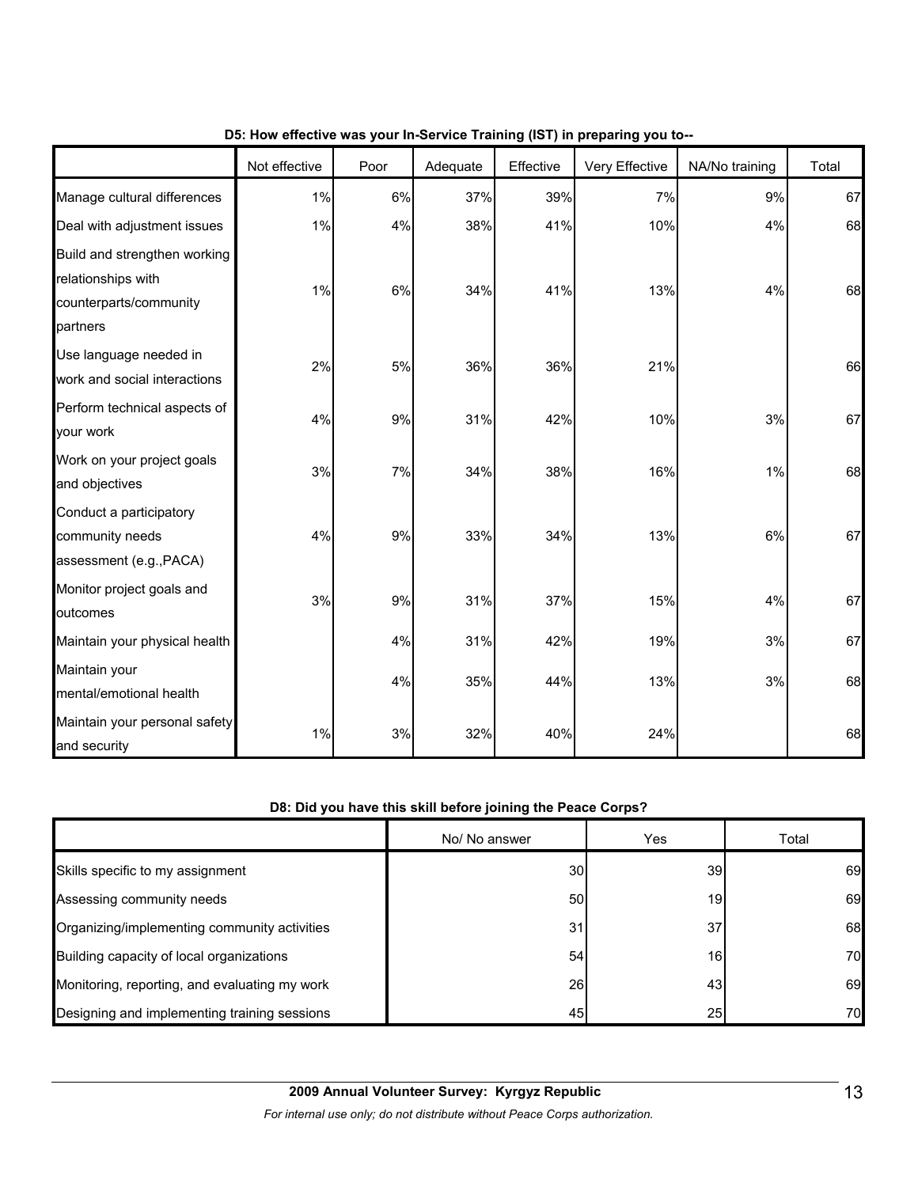**D5: How effective was your In-Service Training (IST) in preparing you to--**

| | Not effective | Poor | Adequate | Effective | Very Effective | NA/No training | Total |
|---|---|---|---|---|---|---|---|
| Manage cultural differences | 1% | 6% | 37% | 39% | 7% | 9% | 67 |
| Deal with adjustment issues | 1% | 4% | 38% | 41% | 10% | 4% | 68 |
| Build and strengthen working relationships with counterparts/community partners | 1% | 6% | 34% | 41% | 13% | 4% | 68 |
| Use language needed in work and social interactions | 2% | 5% | 36% | 36% | 21% | | 66 |
| Perform technical aspects of your work | 4% | 9% | 31% | 42% | 10% | 3% | 67 |
| Work on your project goals and objectives | 3% | 7% | 34% | 38% | 16% | 1% | 68 |
| Conduct a participatory community needs assessment (e.g.,PACA) | 4% | 9% | 33% | 34% | 13% | 6% | 67 |
| Monitor project goals and outcomes | 3% | 9% | 31% | 37% | 15% | 4% | 67 |
| Maintain your physical health | | 4% | 31% | 42% | 19% | 3% | 67 |
| Maintain your mental/emotional health | | 4% | 35% | 44% | 13% | 3% | 68 |
| Maintain your personal safety and security | 1% | 3% | 32% | 40% | 24% | | 68 |

**D8: Did you have this skill before joining the Peace Corps?**

| | No/ No answer | Yes | Total |
|---|---|---|---|
| Skills specific to my assignment | 30 | 39 | 69 |
| Assessing community needs | 50 | 19 | 69 |
| Organizing/implementing community activities | 31 | 37 | 68 |
| Building capacity of local organizations | 54 | 16 | 70 |
| Monitoring, reporting, and evaluating my work | 26 | 43 | 69 |
| Designing and implementing training sessions | 45 | 25 | 70 |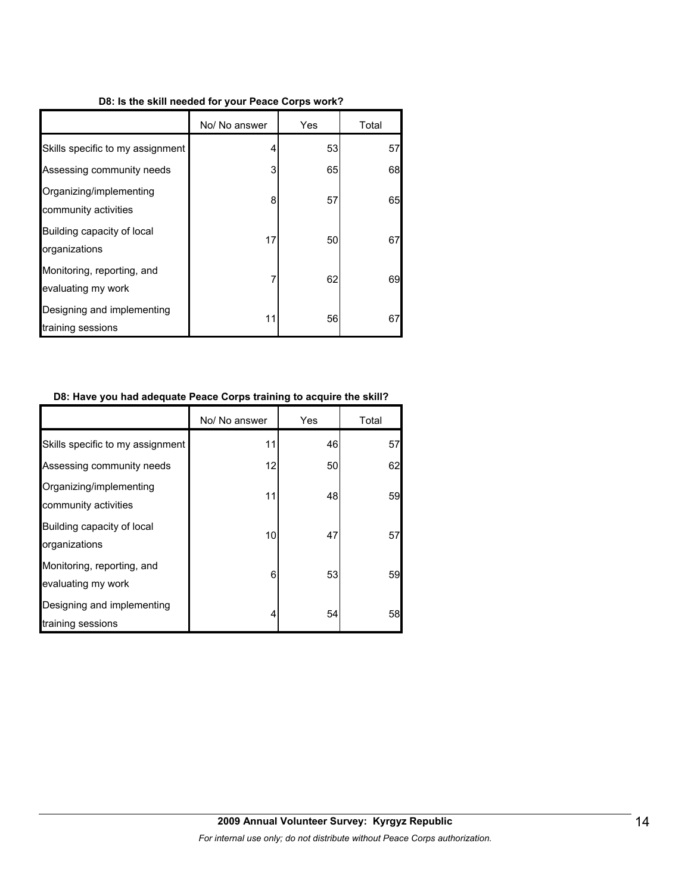**D8: Is the skill needed for your Peace Corps work?**

| | No/ No answer | Yes | Total |
|---|---|---|---|
| Skills specific to my assignment | 4 | 53 | 57 |
| Assessing community needs | 3 | 65 | 68 |
| Organizing/implementing community activities | 8 | 57 | 65 |
| Building capacity of local organizations | 17 | 50 | 67 |
| Monitoring, reporting, and evaluating my work | 7 | 62 | 69 |
| Designing and implementing training sessions | 11 | 56 | 67 |

**D8: Have you had adequate Peace Corps training to acquire the skill?**

| | No/ No answer | Yes | Total |
|---|---|---|---|
| Skills specific to my assignment | 11 | 46 | 57 |
| Assessing community needs | 12 | 50 | 62 |
| Organizing/implementing community activities | 11 | 48 | 59 |
| Building capacity of local organizations | 10 | 47 | 57 |
| Monitoring, reporting, and evaluating my work | 6 | 53 | 59 |
| Designing and implementing training sessions | 4 | 54 | 58 |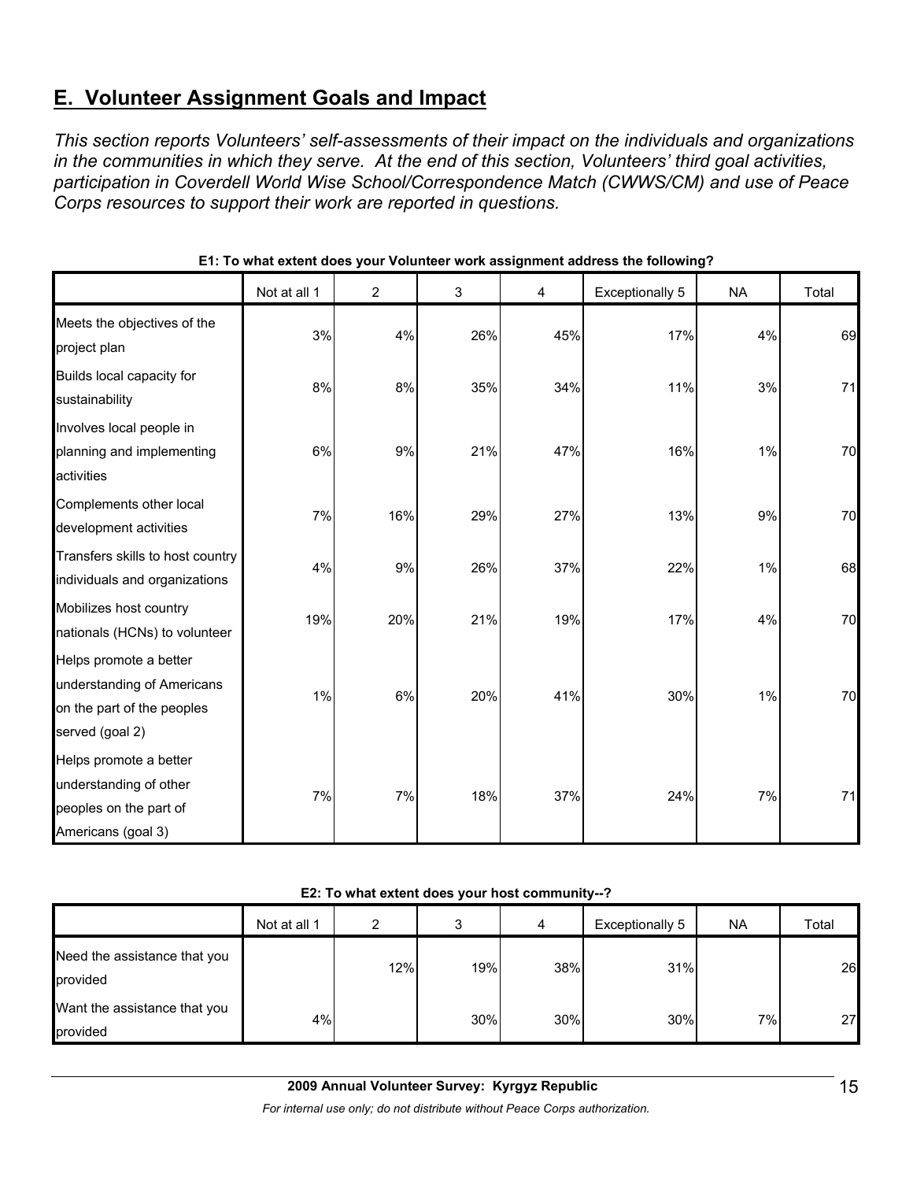## E. Volunteer Assignment Goals and Impact

*This section reports Volunteers' self-assessments of their impact on the individuals and organizations in the communities in which they serve. At the end of this section, Volunteers' third goal activities, participation in Coverdell World Wise School/Correspondence Match (CWWS/CM) and use of Peace Corps resources to support their work are reported in questions.*

**E1: To what extent does your Volunteer work assignment address the following?**

| | Not at all 1 | 2 | 3 | 4 | Exceptionally 5 | NA | Total |
|---|---|---|---|---|---|---|---|
| Meets the objectives of the project plan | 3% | 4% | 26% | 45% | 17% | 4% | 69 |
| Builds local capacity for sustainability | 8% | 8% | 35% | 34% | 11% | 3% | 71 |
| Involves local people in planning and implementing activities | 6% | 9% | 21% | 47% | 16% | 1% | 70 |
| Complements other local development activities | 7% | 16% | 29% | 27% | 13% | 9% | 70 |
| Transfers skills to host country individuals and organizations | 4% | 9% | 26% | 37% | 22% | 1% | 68 |
| Mobilizes host country nationals (HCNs) to volunteer | 19% | 20% | 21% | 19% | 17% | 4% | 70 |
| Helps promote a better understanding of Americans on the part of the peoples served (goal 2) | 1% | 6% | 20% | 41% | 30% | 1% | 70 |
| Helps promote a better understanding of other peoples on the part of Americans (goal 3) | 7% | 7% | 18% | 37% | 24% | 7% | 71 |

**E2: To what extent does your host community--?**

| | Not at all 1 | 2 | 3 | 4 | Exceptionally 5 | NA | Total |
|---|---|---|---|---|---|---|---|
| Need the assistance that you provided | | 12% | 19% | 38% | 31% | | 26 |
| Want the assistance that you provided | 4% | | 30% | 30% | 30% | 7% | 27 |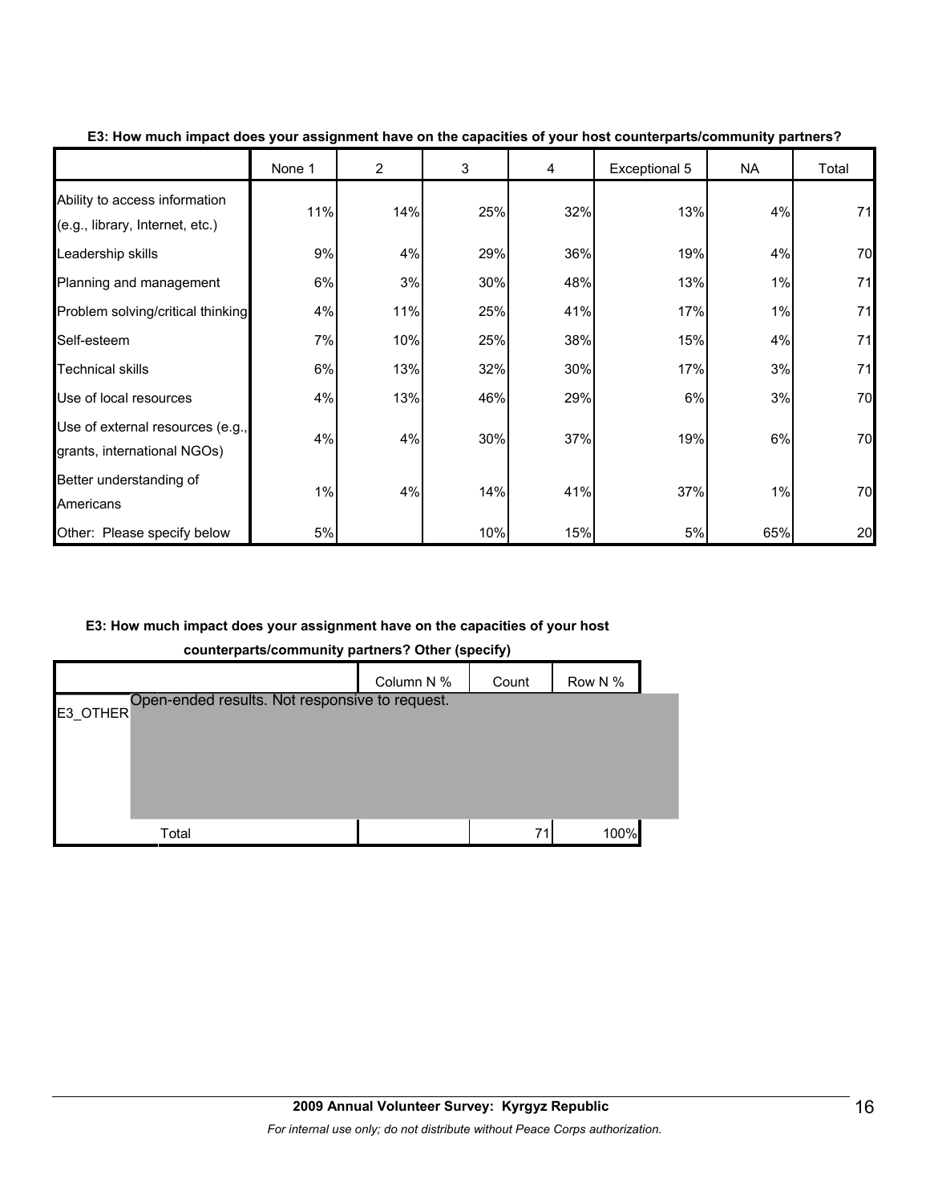**E3: How much impact does your assignment have on the capacities of your host counterparts/community partners?**

| | None 1 | 2 | 3 | 4 | Exceptional 5 | NA | Total |
|---|---|---|---|---|---|---|---|
| Ability to access information (e.g., library, Internet, etc.) | 11% | 14% | 25% | 32% | 13% | 4% | 71 |
| Leadership skills | 9% | 4% | 29% | 36% | 19% | 4% | 70 |
| Planning and management | 6% | 3% | 30% | 48% | 13% | 1% | 71 |
| Problem solving/critical thinking | 4% | 11% | 25% | 41% | 17% | 1% | 71 |
| Self-esteem | 7% | 10% | 25% | 38% | 15% | 4% | 71 |
| Technical skills | 6% | 13% | 32% | 30% | 17% | 3% | 71 |
| Use of local resources | 4% | 13% | 46% | 29% | 6% | 3% | 70 |
| Use of external resources (e.g., grants, international NGOs) | 4% | 4% | 30% | 37% | 19% | 6% | 70 |
| Better understanding of Americans | 1% | 4% | 14% | 41% | 37% | 1% | 70 |
| Other: Please specify below | 5% | | 10% | 15% | 5% | 65% | 20 |

**E3: How much impact does your assignment have on the capacities of your host counterparts/community partners? Other (specify)**

| | | Column N % | Count | Row N % |
|---|---|---|---|---|
| E3_OTHER | Open-ended results. Not responsive to request. | | | |
| | Total | | 71 | 100% |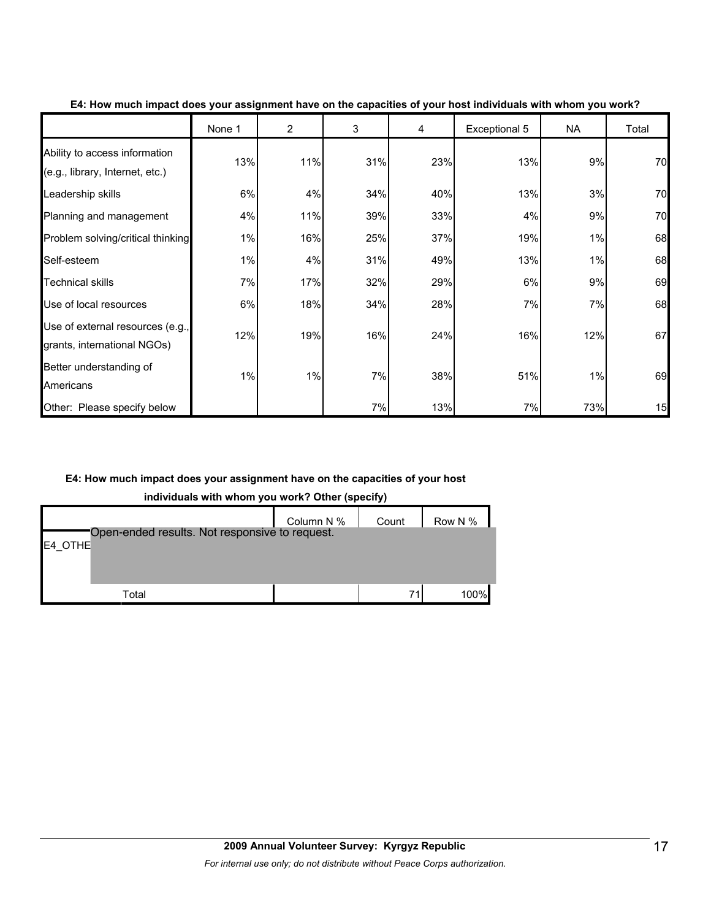**E4: How much impact does your assignment have on the capacities of your host individuals with whom you work?**

| | None 1 | 2 | 3 | 4 | Exceptional 5 | NA | Total |
|---|---|---|---|---|---|---|---|
| Ability to access information (e.g., library, Internet, etc.) | 13% | 11% | 31% | 23% | 13% | 9% | 70 |
| Leadership skills | 6% | 4% | 34% | 40% | 13% | 3% | 70 |
| Planning and management | 4% | 11% | 39% | 33% | 4% | 9% | 70 |
| Problem solving/critical thinking | 1% | 16% | 25% | 37% | 19% | 1% | 68 |
| Self-esteem | 1% | 4% | 31% | 49% | 13% | 1% | 68 |
| Technical skills | 7% | 17% | 32% | 29% | 6% | 9% | 69 |
| Use of local resources | 6% | 18% | 34% | 28% | 7% | 7% | 68 |
| Use of external resources (e.g., grants, international NGOs) | 12% | 19% | 16% | 24% | 16% | 12% | 67 |
| Better understanding of Americans | 1% | 1% | 7% | 38% | 51% | 1% | 69 |
| Other: Please specify below | | | 7% | 13% | 7% | 73% | 15 |

**E4: How much impact does your assignment have on the capacities of your host individuals with whom you work? Other (specify)**

| | Column N % | Count | Row N % |
|---|---|---|---|
| E4_OTHE | Open-ended results. Not responsive to request. | | |
| Total | | 71 | 100% |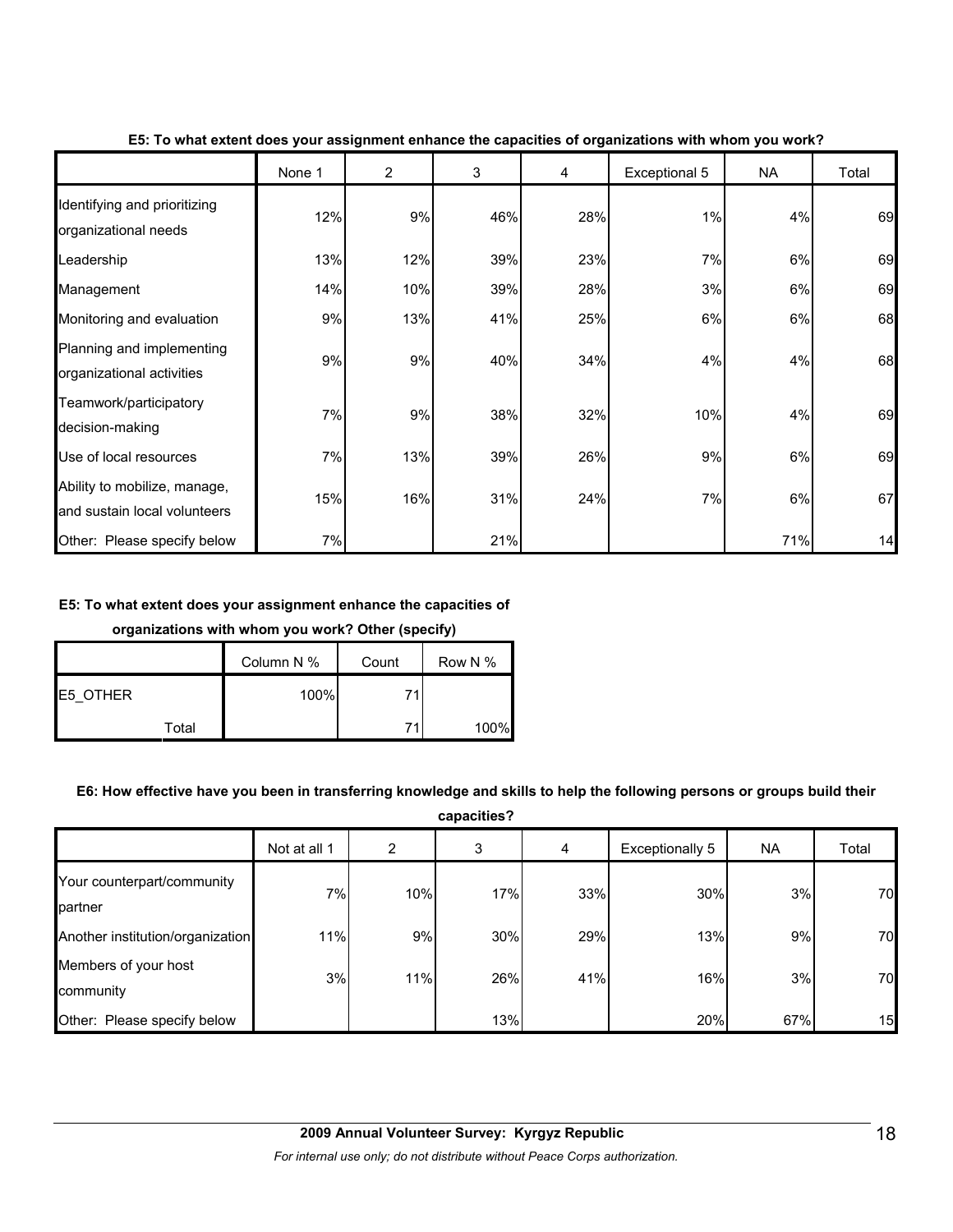**E5: To what extent does your assignment enhance the capacities of organizations with whom you work?**

| | None 1 | 2 | 3 | 4 | Exceptional 5 | NA | Total |
|---|---|---|---|---|---|---|---|
| Identifying and prioritizing organizational needs | 12% | 9% | 46% | 28% | 1% | 4% | 69 |
| Leadership | 13% | 12% | 39% | 23% | 7% | 6% | 69 |
| Management | 14% | 10% | 39% | 28% | 3% | 6% | 69 |
| Monitoring and evaluation | 9% | 13% | 41% | 25% | 6% | 6% | 68 |
| Planning and implementing organizational activities | 9% | 9% | 40% | 34% | 4% | 4% | 68 |
| Teamwork/participatory decision-making | 7% | 9% | 38% | 32% | 10% | 4% | 69 |
| Use of local resources | 7% | 13% | 39% | 26% | 9% | 6% | 69 |
| Ability to mobilize, manage, and sustain local volunteers | 15% | 16% | 31% | 24% | 7% | 6% | 67 |
| Other: Please specify below | 7% | | 21% | | | 71% | 14 |

**E5: To what extent does your assignment enhance the capacities of organizations with whom you work? Other (specify)**

| | | Column N % | Count | Row N % |
|---|---|---|---|---|
| E5_OTHER | | 100% | 71 | |
| | Total | | 71 | 100% |

**E6: How effective have you been in transferring knowledge and skills to help the following persons or groups build their capacities?**

| | Not at all 1 | 2 | 3 | 4 | Exceptionally 5 | NA | Total |
|---|---|---|---|---|---|---|---|
| Your counterpart/community partner | 7% | 10% | 17% | 33% | 30% | 3% | 70 |
| Another institution/organization | 11% | 9% | 30% | 29% | 13% | 9% | 70 |
| Members of your host community | 3% | 11% | 26% | 41% | 16% | 3% | 70 |
| Other: Please specify below | | | 13% | | 20% | 67% | 15 |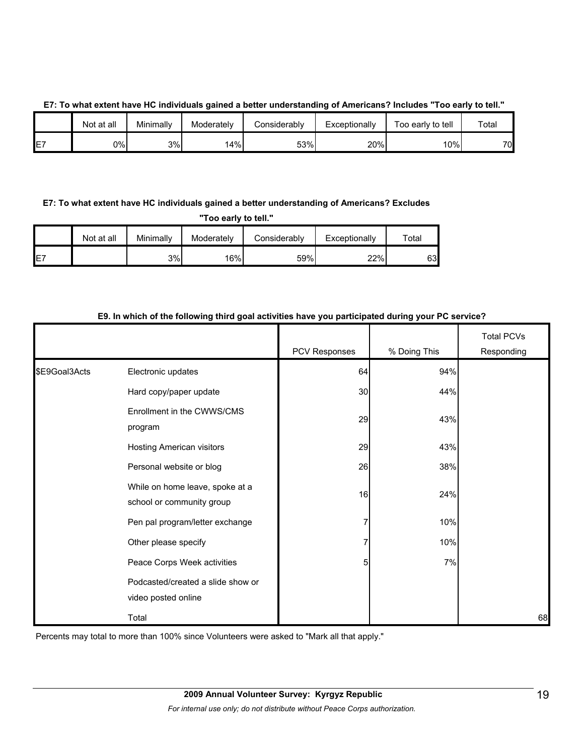**E7: To what extent have HC individuals gained a better understanding of Americans? Includes "Too early to tell."**

| | Not at all | Minimally | Moderately | Considerably | Exceptionally | Too early to tell | Total |
|---|---|---|---|---|---|---|---|
| E7 | 0% | 3% | 14% | 53% | 20% | 10% | 70 |

**E7: To what extent have HC individuals gained a better understanding of Americans? Excludes "Too early to tell."**

| | Not at all | Minimally | Moderately | Considerably | Exceptionally | Total |
|---|---|---|---|---|---|---|
| E7 | | 3% | 16% | 59% | 22% | 63 |

**E9. In which of the following third goal activities have you participated during your PC service?**

| | | PCV Responses | % Doing This | Total PCVs Responding |
|---|---|---|---|---|
| $E9Goal3Acts | Electronic updates | 64 | 94% | |
| | Hard copy/paper update | 30 | 44% | |
| | Enrollment in the CWWS/CMS program | 29 | 43% | |
| | Hosting American visitors | 29 | 43% | |
| | Personal website or blog | 26 | 38% | |
| | While on home leave, spoke at a school or community group | 16 | 24% | |
| | Pen pal program/letter exchange | 7 | 10% | |
| | Other please specify | 7 | 10% | |
| | Peace Corps Week activities | 5 | 7% | |
| | Podcasted/created a slide show or video posted online | | | |
| | Total | | | 68 |

Percents may total to more than 100% since Volunteers were asked to "Mark all that apply."

**2009 Annual Volunteer Survey: Kyrgyz Republic**

*For internal use only; do not distribute without Peace Corps authorization.*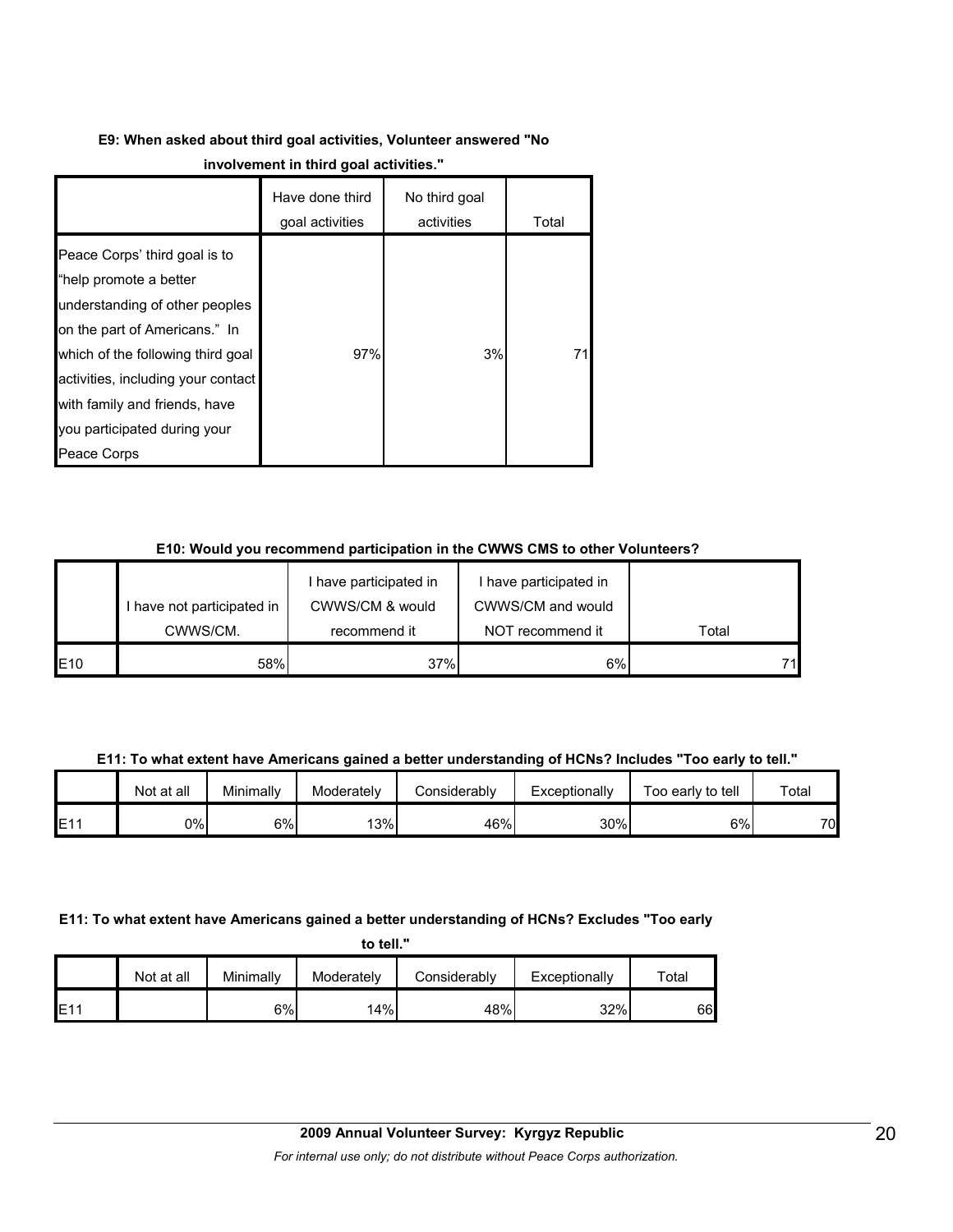**E9: When asked about third goal activities, Volunteer answered "No involvement in third goal activities."**

| | Have done third goal activities | No third goal activities | Total |
|---|---|---|---|
| Peace Corps' third goal is to "help promote a better understanding of other peoples on the part of Americans." In which of the following third goal activities, including your contact with family and friends, have you participated during your Peace Corps | 97% | 3% | 71 |

**E10: Would you recommend participation in the CWWS CMS to other Volunteers?**

| | I have not participated in CWWS/CM. | I have participated in CWWS/CM & would recommend it | I have participated in CWWS/CM and would NOT recommend it | Total |
|---|---|---|---|---|
| E10 | 58% | 37% | 6% | 71 |

**E11: To what extent have Americans gained a better understanding of HCNs? Includes "Too early to tell."**

| | Not at all | Minimally | Moderately | Considerably | Exceptionally | Too early to tell | Total |
|---|---|---|---|---|---|---|---|
| E11 | 0% | 6% | 13% | 46% | 30% | 6% | 70 |

**E11: To what extent have Americans gained a better understanding of HCNs? Excludes "Too early to tell."**

| | Not at all | Minimally | Moderately | Considerably | Exceptionally | Total |
|---|---|---|---|---|---|---|
| E11 | | 6% | 14% | 48% | 32% | 66 |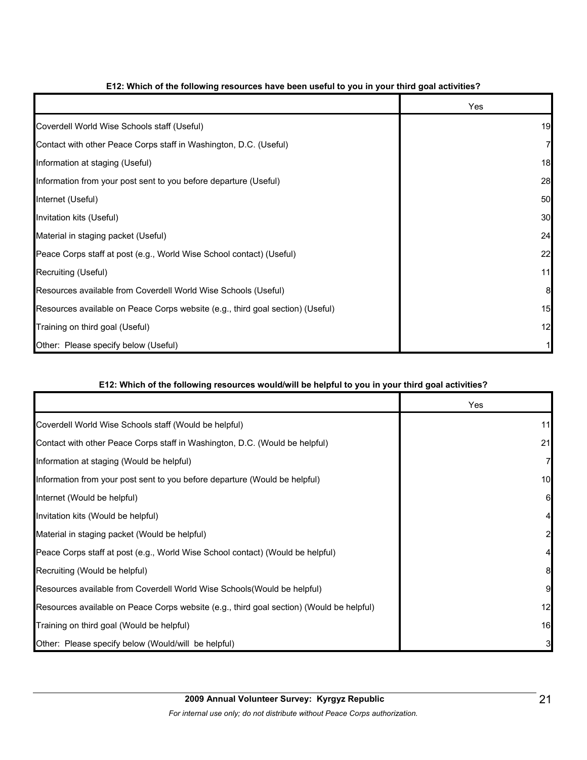**E12: Which of the following resources have been useful to you in your third goal activities?**

| | Yes |
|---|---|
| Coverdell World Wise Schools staff (Useful) | 19 |
| Contact with other Peace Corps staff in Washington, D.C. (Useful) | 7 |
| Information at staging (Useful) | 18 |
| Information from your post sent to you before departure (Useful) | 28 |
| Internet (Useful) | 50 |
| Invitation kits (Useful) | 30 |
| Material in staging packet (Useful) | 24 |
| Peace Corps staff at post (e.g., World Wise School contact) (Useful) | 22 |
| Recruiting (Useful) | 11 |
| Resources available from Coverdell World Wise Schools (Useful) | 8 |
| Resources available on Peace Corps website (e.g., third goal section) (Useful) | 15 |
| Training on third goal (Useful) | 12 |
| Other: Please specify below (Useful) | 1 |

**E12: Which of the following resources would/will be helpful to you in your third goal activities?**

| | Yes |
|---|---|
| Coverdell World Wise Schools staff (Would be helpful) | 11 |
| Contact with other Peace Corps staff in Washington, D.C. (Would be helpful) | 21 |
| Information at staging (Would be helpful) | 7 |
| Information from your post sent to you before departure (Would be helpful) | 10 |
| Internet (Would be helpful) | 6 |
| Invitation kits (Would be helpful) | 4 |
| Material in staging packet (Would be helpful) | 2 |
| Peace Corps staff at post (e.g., World Wise School contact) (Would be helpful) | 4 |
| Recruiting (Would be helpful) | 8 |
| Resources available from Coverdell World Wise Schools(Would be helpful) | 9 |
| Resources available on Peace Corps website (e.g., third goal section) (Would be helpful) | 12 |
| Training on third goal (Would be helpful) | 16 |
| Other: Please specify below (Would/will be helpful) | 3 |

**2009 Annual Volunteer Survey: Kyrgyz Republic**

*For internal use only; do not distribute without Peace Corps authorization.*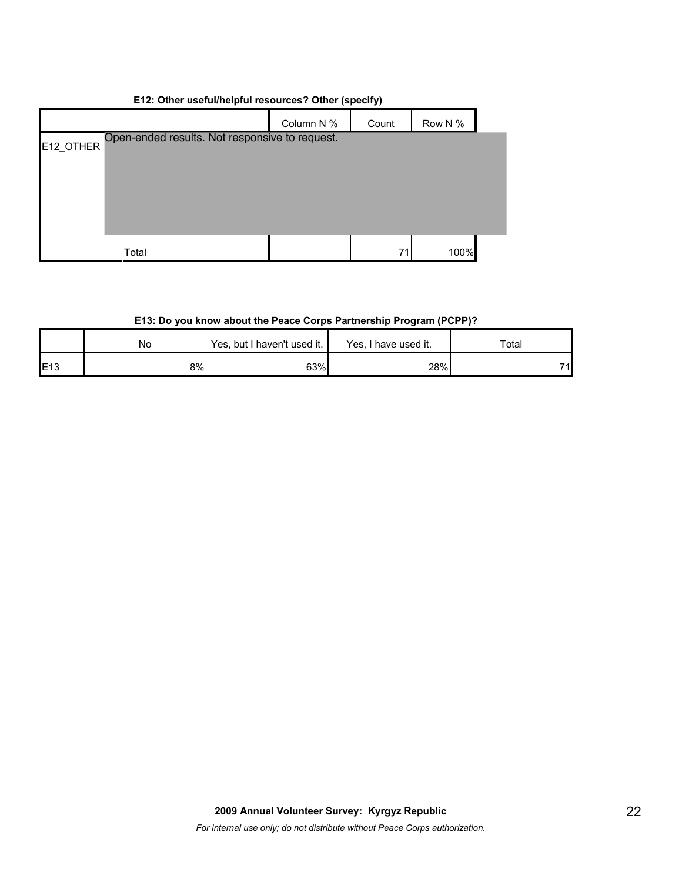**E12: Other useful/helpful resources? Other (specify)**

| | | Column N % | Count | Row N % |
|---|---|---|---|---|
| E12_OTHER | Open-ended results. Not responsive to request. | | | |
| | Total | | 71 | 100% |

**E13: Do you know about the Peace Corps Partnership Program (PCPP)?**

| | No | Yes, but I haven't used it. | Yes, I have used it. | Total |
|---|---|---|---|---|
| E13 | 8% | 63% | 28% | 71 |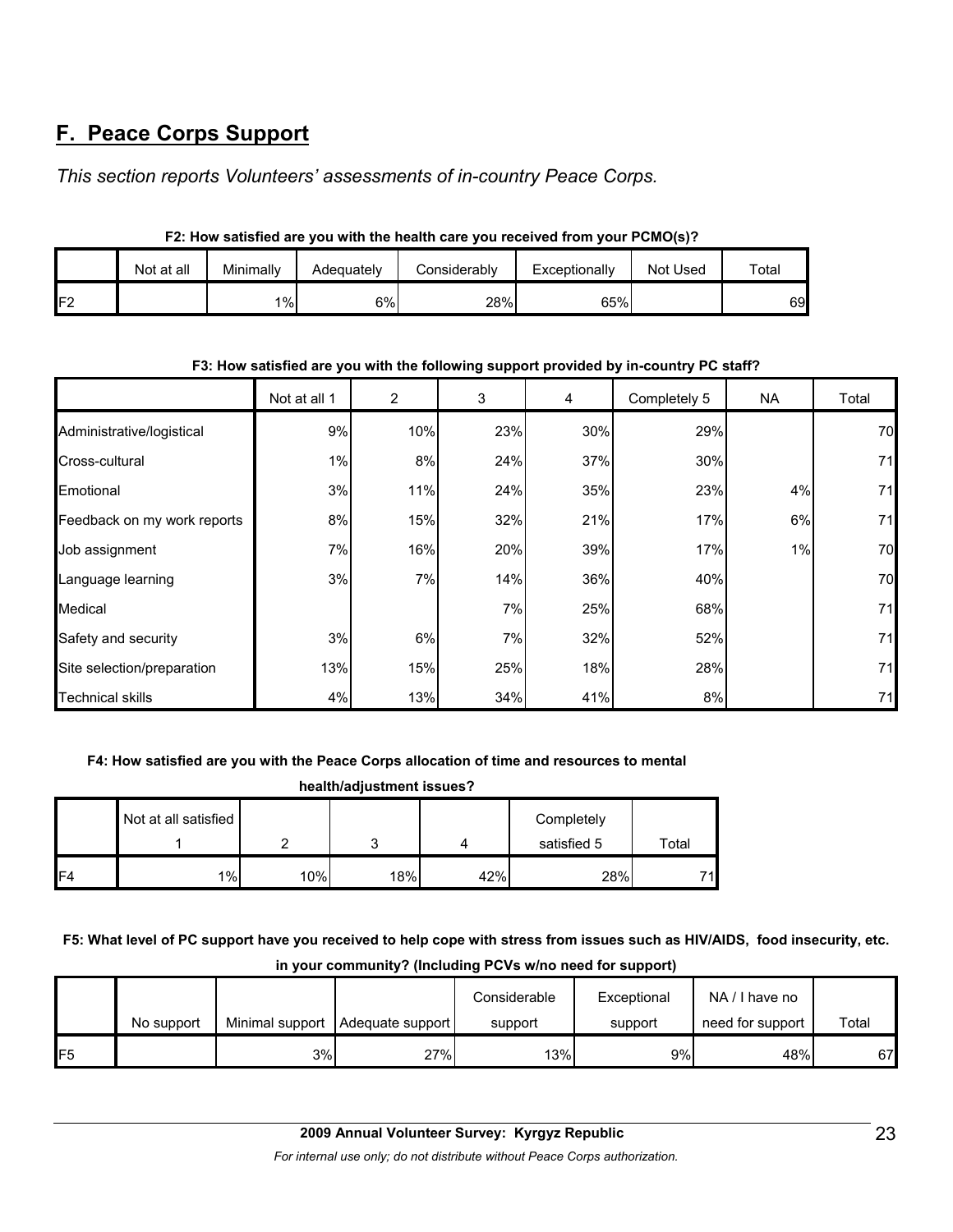## F. Peace Corps Support

*This section reports Volunteers' assessments of in-country Peace Corps.*

**F2: How satisfied are you with the health care you received from your PCMO(s)?**

| | Not at all | Minimally | Adequately | Considerably | Exceptionally | Not Used | Total |
|---|---|---|---|---|---|---|---|
| F2 | | 1% | 6% | 28% | 65% | | 69 |

**F3: How satisfied are you with the following support provided by in-country PC staff?**

| | Not at all 1 | 2 | 3 | 4 | Completely 5 | NA | Total |
|---|---|---|---|---|---|---|---|
| Administrative/logistical | 9% | 10% | 23% | 30% | 29% | | 70 |
| Cross-cultural | 1% | 8% | 24% | 37% | 30% | | 71 |
| Emotional | 3% | 11% | 24% | 35% | 23% | 4% | 71 |
| Feedback on my work reports | 8% | 15% | 32% | 21% | 17% | 6% | 71 |
| Job assignment | 7% | 16% | 20% | 39% | 17% | 1% | 70 |
| Language learning | 3% | 7% | 14% | 36% | 40% | | 70 |
| Medical | | | 7% | 25% | 68% | | 71 |
| Safety and security | 3% | 6% | 7% | 32% | 52% | | 71 |
| Site selection/preparation | 13% | 15% | 25% | 18% | 28% | | 71 |
| Technical skills | 4% | 13% | 34% | 41% | 8% | | 71 |

**F4: How satisfied are you with the Peace Corps allocation of time and resources to mental health/adjustment issues?**

| | Not at all satisfied 1 | 2 | 3 | 4 | Completely satisfied 5 | Total |
|---|---|---|---|---|---|---|
| F4 | 1% | 10% | 18% | 42% | 28% | 71 |

**F5: What level of PC support have you received to help cope with stress from issues such as HIV/AIDS, food insecurity, etc. in your community? (Including PCVs w/no need for support)**

| | No support | Minimal support | Adequate support | Considerable support | Exceptional support | NA / I have no need for support | Total |
|---|---|---|---|---|---|---|---|
| F5 | | 3% | 27% | 13% | 9% | 48% | 67 |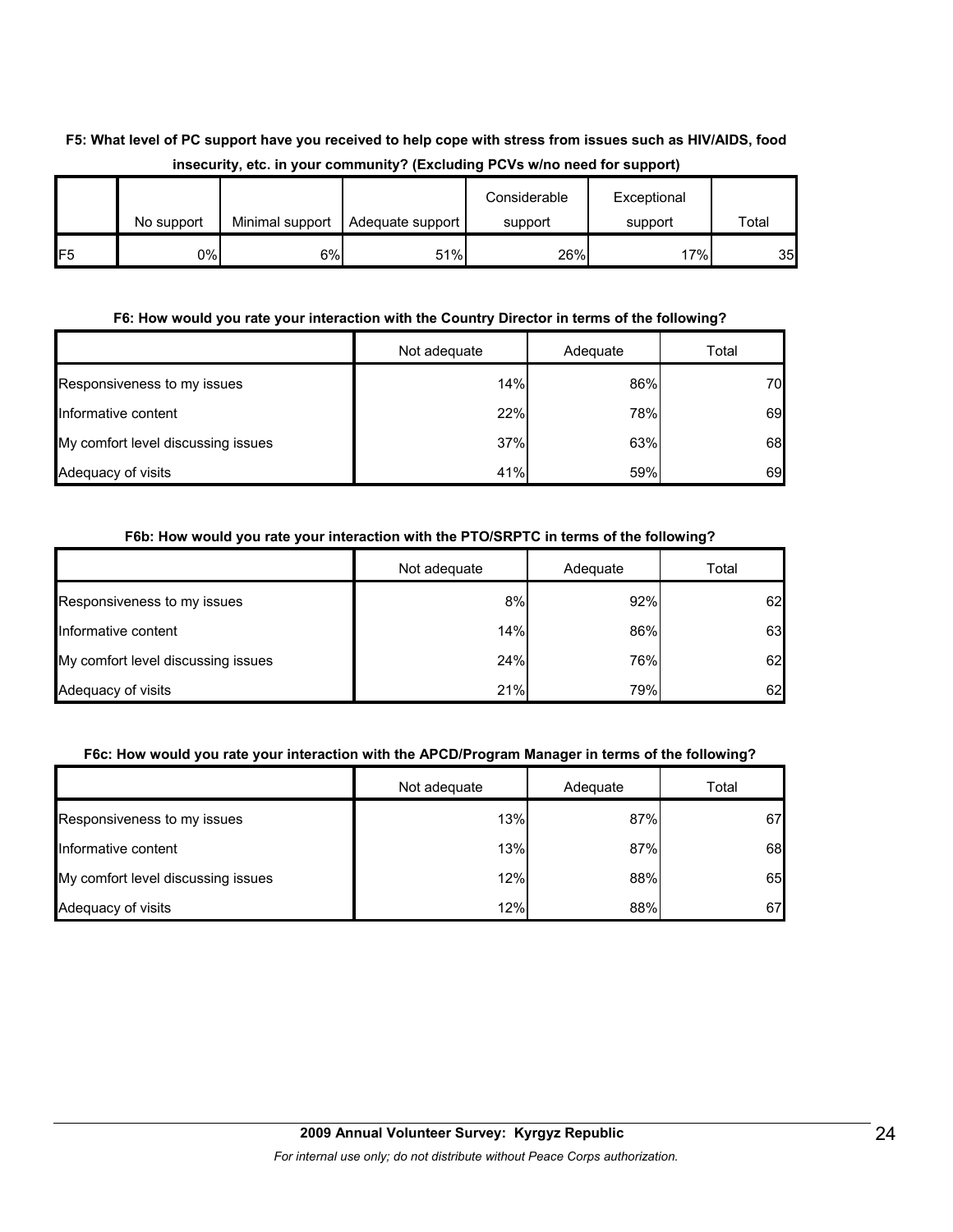**F5: What level of PC support have you received to help cope with stress from issues such as HIV/AIDS, food insecurity, etc. in your community? (Excluding PCVs w/no need for support)**

| | No support | Minimal support | Adequate support | Considerable support | Exceptional support | Total |
|---|---|---|---|---|---|---|
| F5 | 0% | 6% | 51% | 26% | 17% | 35 |

**F6: How would you rate your interaction with the Country Director in terms of the following?**

| | Not adequate | Adequate | Total |
|---|---|---|---|
| Responsiveness to my issues | 14% | 86% | 70 |
| Informative content | 22% | 78% | 69 |
| My comfort level discussing issues | 37% | 63% | 68 |
| Adequacy of visits | 41% | 59% | 69 |

**F6b: How would you rate your interaction with the PTO/SRPTC in terms of the following?**

| | Not adequate | Adequate | Total |
|---|---|---|---|
| Responsiveness to my issues | 8% | 92% | 62 |
| Informative content | 14% | 86% | 63 |
| My comfort level discussing issues | 24% | 76% | 62 |
| Adequacy of visits | 21% | 79% | 62 |

**F6c: How would you rate your interaction with the APCD/Program Manager in terms of the following?**

| | Not adequate | Adequate | Total |
|---|---|---|---|
| Responsiveness to my issues | 13% | 87% | 67 |
| Informative content | 13% | 87% | 68 |
| My comfort level discussing issues | 12% | 88% | 65 |
| Adequacy of visits | 12% | 88% | 67 |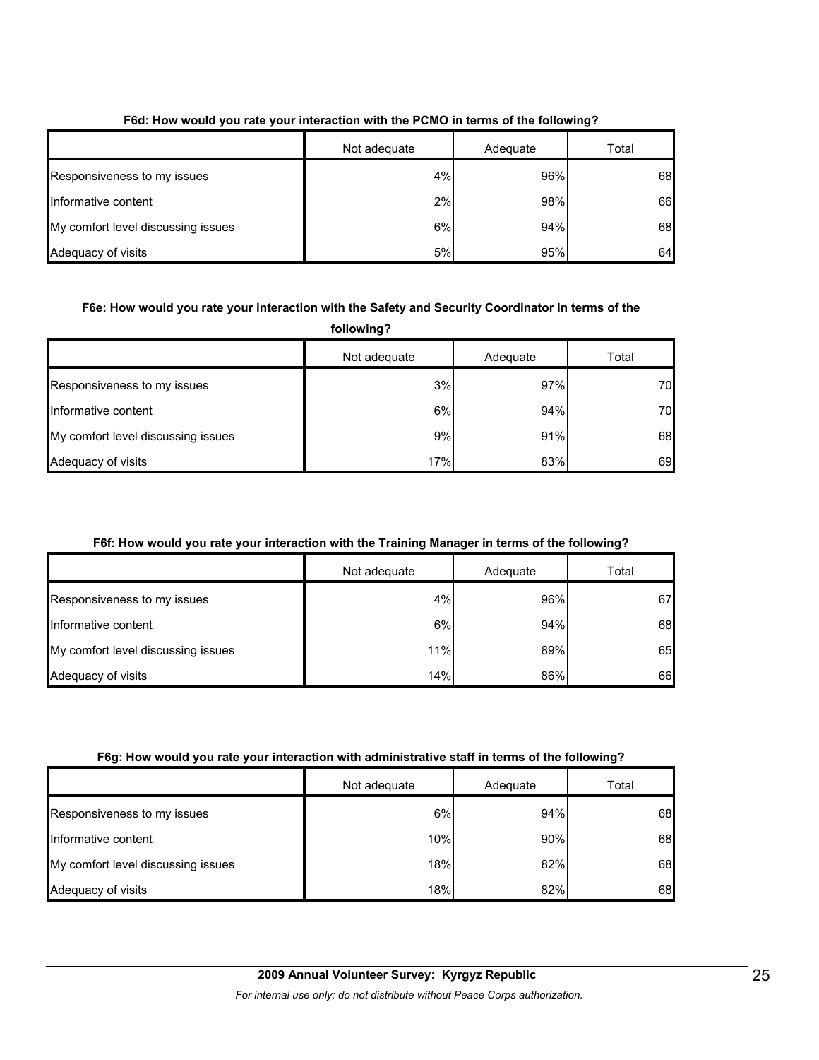**F6d: How would you rate your interaction with the PCMO in terms of the following?**

| | Not adequate | Adequate | Total |
|---|---|---|---|
| Responsiveness to my issues | 4% | 96% | 68 |
| Informative content | 2% | 98% | 66 |
| My comfort level discussing issues | 6% | 94% | 68 |
| Adequacy of visits | 5% | 95% | 64 |

**F6e: How would you rate your interaction with the Safety and Security Coordinator in terms of the following?**

| | Not adequate | Adequate | Total |
|---|---|---|---|
| Responsiveness to my issues | 3% | 97% | 70 |
| Informative content | 6% | 94% | 70 |
| My comfort level discussing issues | 9% | 91% | 68 |
| Adequacy of visits | 17% | 83% | 69 |

**F6f: How would you rate your interaction with the Training Manager in terms of the following?**

| | Not adequate | Adequate | Total |
|---|---|---|---|
| Responsiveness to my issues | 4% | 96% | 67 |
| Informative content | 6% | 94% | 68 |
| My comfort level discussing issues | 11% | 89% | 65 |
| Adequacy of visits | 14% | 86% | 66 |

**F6g: How would you rate your interaction with administrative staff in terms of the following?**

| | Not adequate | Adequate | Total |
|---|---|---|---|
| Responsiveness to my issues | 6% | 94% | 68 |
| Informative content | 10% | 90% | 68 |
| My comfort level discussing issues | 18% | 82% | 68 |
| Adequacy of visits | 18% | 82% | 68 |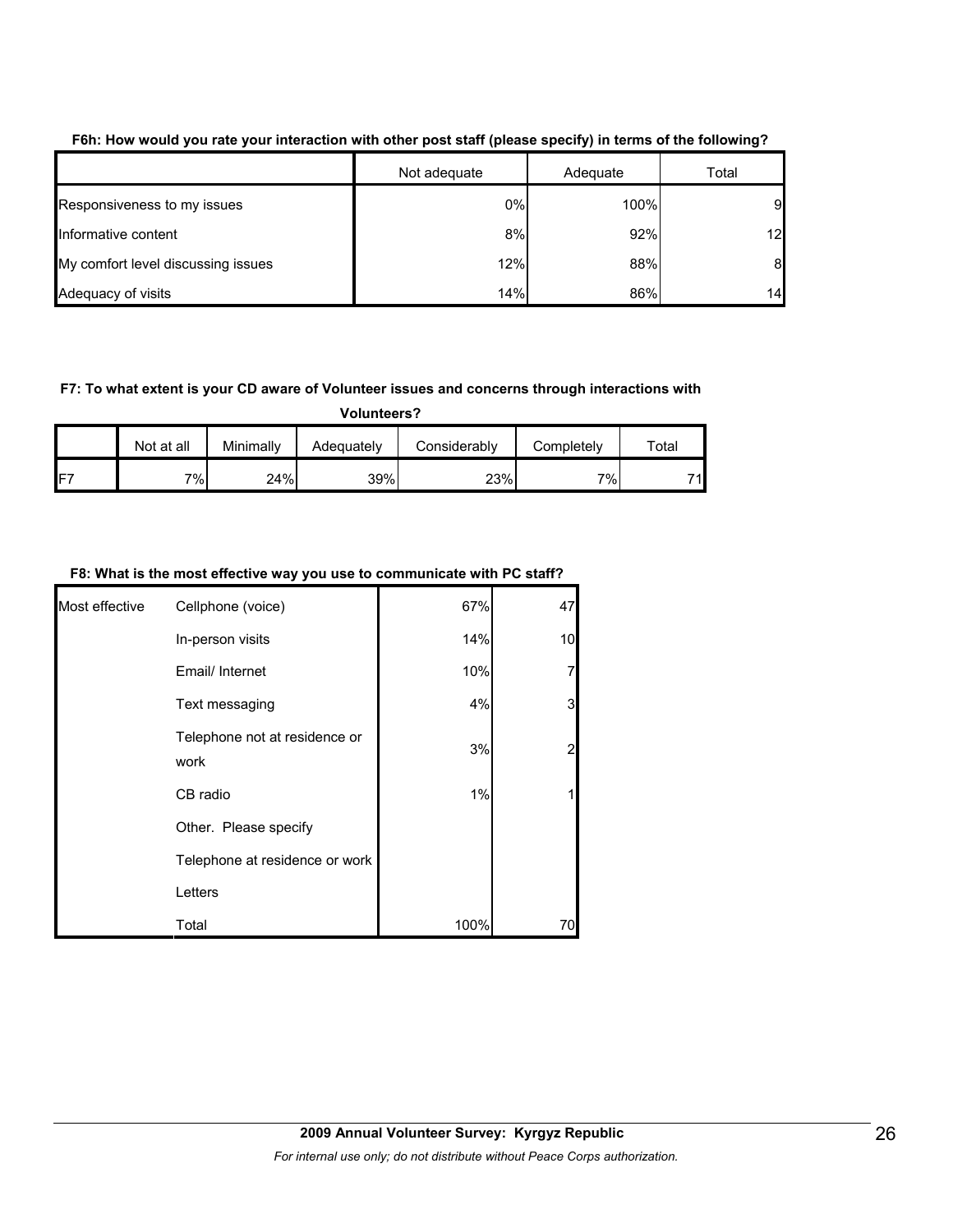**F6h: How would you rate your interaction with other post staff (please specify) in terms of the following?**

| | Not adequate | Adequate | Total |
|---|---|---|---|
| Responsiveness to my issues | 0% | 100% | 9 |
| Informative content | 8% | 92% | 12 |
| My comfort level discussing issues | 12% | 88% | 8 |
| Adequacy of visits | 14% | 86% | 14 |

**F7: To what extent is your CD aware of Volunteer issues and concerns through interactions with Volunteers?**

| | Not at all | Minimally | Adequately | Considerably | Completely | Total |
|---|---|---|---|---|---|---|
| F7 | 7% | 24% | 39% | 23% | 7% | 71 |

**F8: What is the most effective way you use to communicate with PC staff?**

| | | | |
|---|---|---|---|
| Most effective | Cellphone (voice) | 67% | 47 |
| | In-person visits | 14% | 10 |
| | Email/ Internet | 10% | 7 |
| | Text messaging | 4% | 3 |
| | Telephone not at residence or work | 3% | 2 |
| | CB radio | 1% | 1 |
| | Other. Please specify | | |
| | Telephone at residence or work | | |
| | Letters | | |
| | Total | 100% | 70 |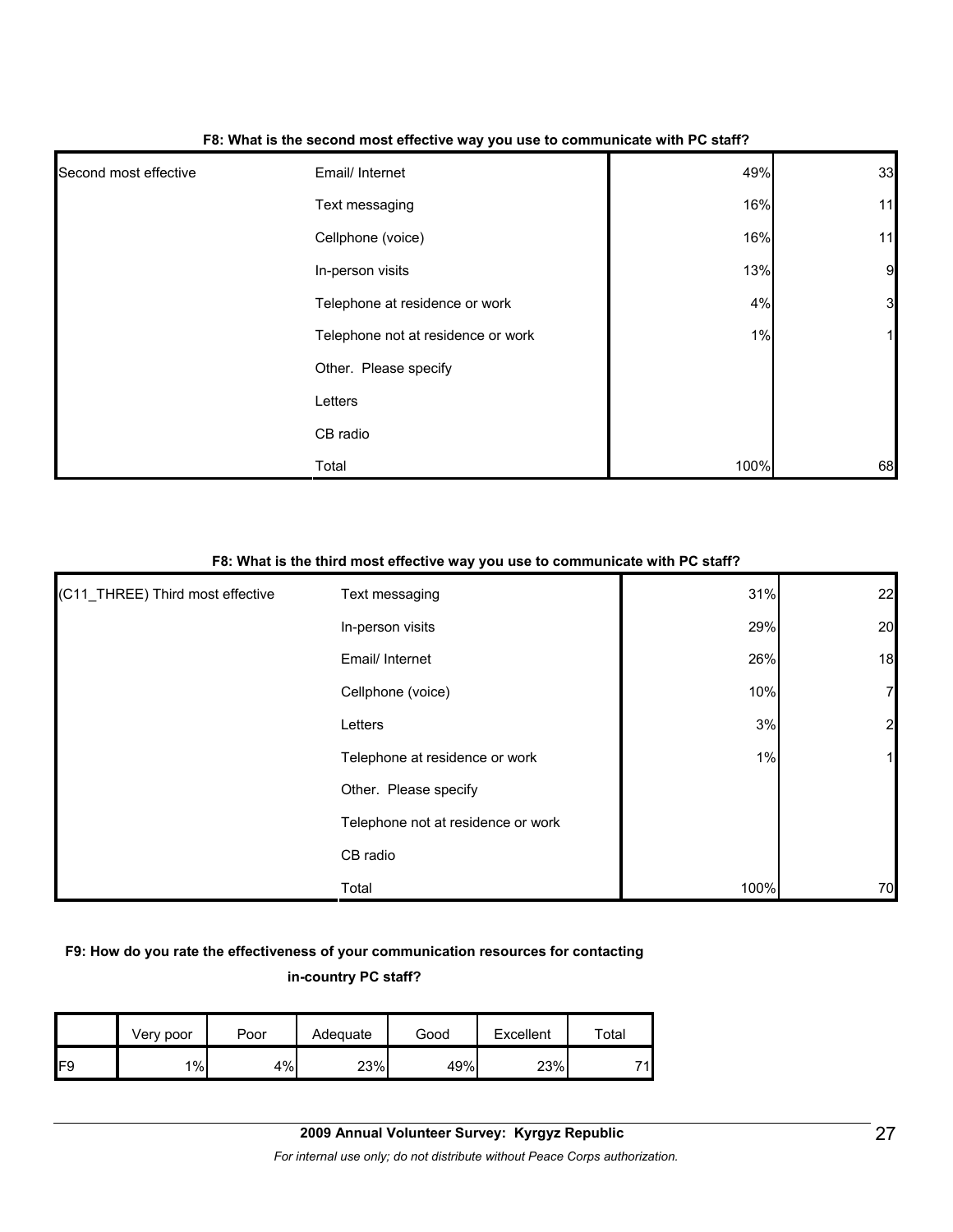**F8: What is the second most effective way you use to communicate with PC staff?**

| | | | |
|---|---|---|---|
| Second most effective | Email/ Internet | 49% | 33 |
| | Text messaging | 16% | 11 |
| | Cellphone (voice) | 16% | 11 |
| | In-person visits | 13% | 9 |
| | Telephone at residence or work | 4% | 3 |
| | Telephone not at residence or work | 1% | 1 |
| | Other. Please specify | | |
| | Letters | | |
| | CB radio | | |
| | Total | 100% | 68 |

**F8: What is the third most effective way you use to communicate with PC staff?**

| | | | |
|---|---|---|---|
| (C11_THREE) Third most effective | Text messaging | 31% | 22 |
| | In-person visits | 29% | 20 |
| | Email/ Internet | 26% | 18 |
| | Cellphone (voice) | 10% | 7 |
| | Letters | 3% | 2 |
| | Telephone at residence or work | 1% | 1 |
| | Other. Please specify | | |
| | Telephone not at residence or work | | |
| | CB radio | | |
| | Total | 100% | 70 |

**F9: How do you rate the effectiveness of your communication resources for contacting in-country PC staff?**

| | Very poor | Poor | Adequate | Good | Excellent | Total |
|---|---|---|---|---|---|---|
| F9 | 1% | 4% | 23% | 49% | 23% | 71 |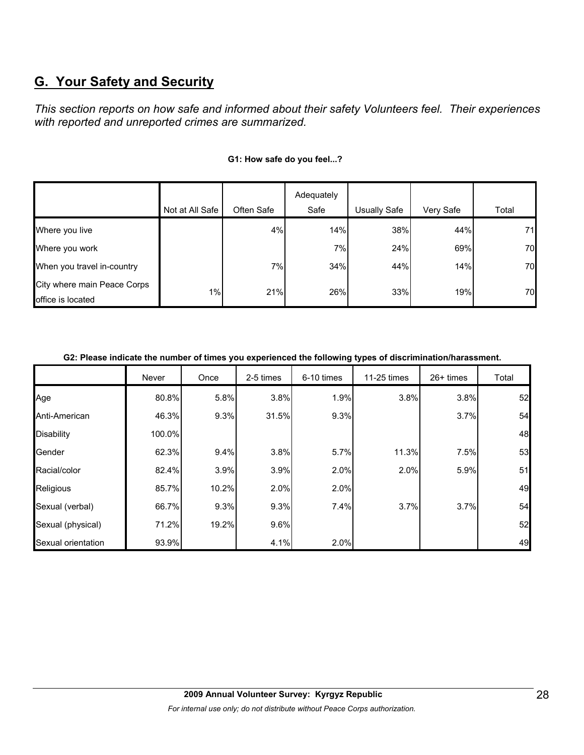## G. Your Safety and Security

*This section reports on how safe and informed about their safety Volunteers feel. Their experiences with reported and unreported crimes are summarized.*

**G1: How safe do you feel...?**

| | Not at All Safe | Often Safe | Adequately Safe | Usually Safe | Very Safe | Total |
|---|---|---|---|---|---|---|
| Where you live | | 4% | 14% | 38% | 44% | 71 |
| Where you work | | | 7% | 24% | 69% | 70 |
| When you travel in-country | | 7% | 34% | 44% | 14% | 70 |
| City where main Peace Corps office is located | 1% | 21% | 26% | 33% | 19% | 70 |

**G2: Please indicate the number of times you experienced the following types of discrimination/harassment.**

| | Never | Once | 2-5 times | 6-10 times | 11-25 times | 26+ times | Total |
|---|---|---|---|---|---|---|---|
| Age | 80.8% | 5.8% | 3.8% | 1.9% | 3.8% | 3.8% | 52 |
| Anti-American | 46.3% | 9.3% | 31.5% | 9.3% | | 3.7% | 54 |
| Disability | 100.0% | | | | | | 48 |
| Gender | 62.3% | 9.4% | 3.8% | 5.7% | 11.3% | 7.5% | 53 |
| Racial/color | 82.4% | 3.9% | 3.9% | 2.0% | 2.0% | 5.9% | 51 |
| Religious | 85.7% | 10.2% | 2.0% | 2.0% | | | 49 |
| Sexual (verbal) | 66.7% | 9.3% | 9.3% | 7.4% | 3.7% | 3.7% | 54 |
| Sexual (physical) | 71.2% | 19.2% | 9.6% | | | | 52 |
| Sexual orientation | 93.9% | | 4.1% | 2.0% | | | 49 |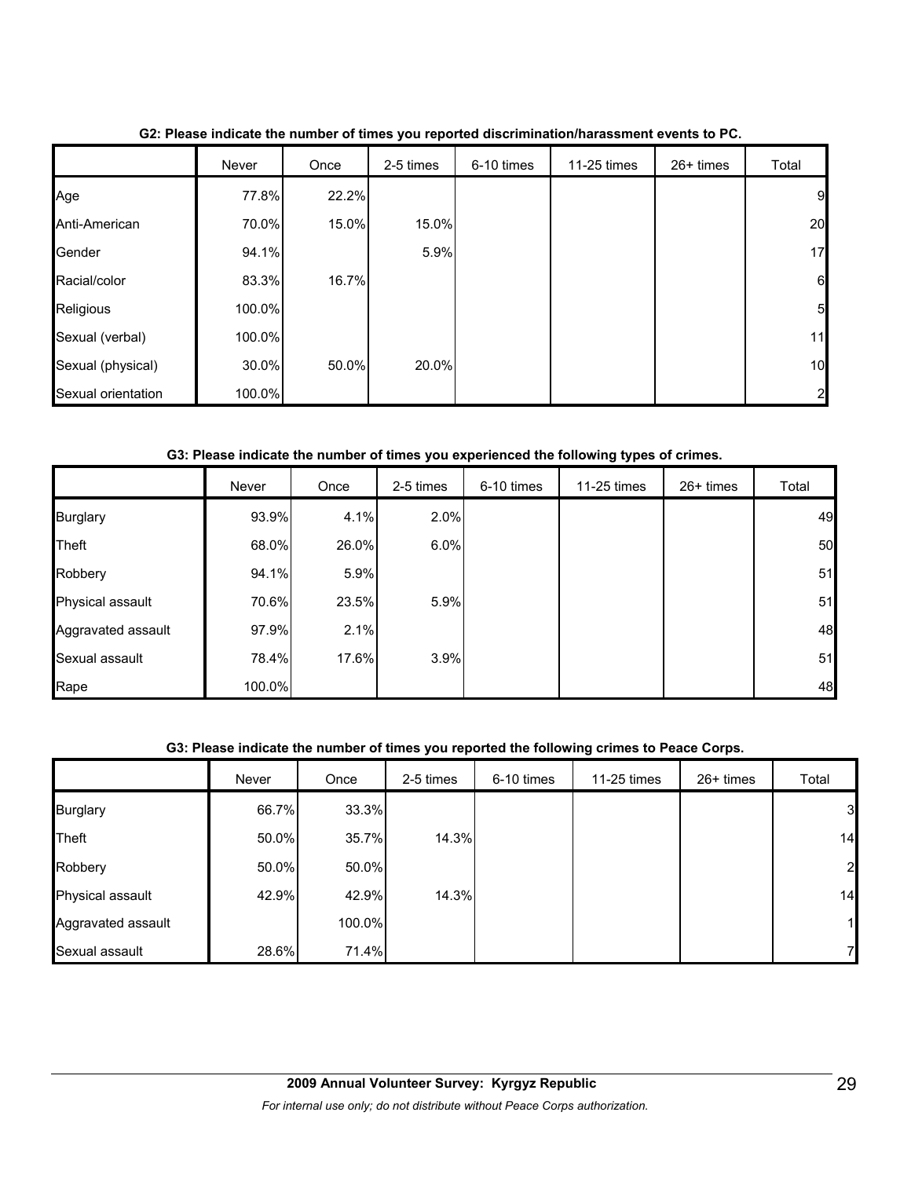**G2: Please indicate the number of times you reported discrimination/harassment events to PC.**

| | Never | Once | 2-5 times | 6-10 times | 11-25 times | 26+ times | Total |
|---|---|---|---|---|---|---|---|
| Age | 77.8% | 22.2% | | | | | 9 |
| Anti-American | 70.0% | 15.0% | 15.0% | | | | 20 |
| Gender | 94.1% | | 5.9% | | | | 17 |
| Racial/color | 83.3% | 16.7% | | | | | 6 |
| Religious | 100.0% | | | | | | 5 |
| Sexual (verbal) | 100.0% | | | | | | 11 |
| Sexual (physical) | 30.0% | 50.0% | 20.0% | | | | 10 |
| Sexual orientation | 100.0% | | | | | | 2 |

**G3: Please indicate the number of times you experienced the following types of crimes.**

| | Never | Once | 2-5 times | 6-10 times | 11-25 times | 26+ times | Total |
|---|---|---|---|---|---|---|---|
| Burglary | 93.9% | 4.1% | 2.0% | | | | 49 |
| Theft | 68.0% | 26.0% | 6.0% | | | | 50 |
| Robbery | 94.1% | 5.9% | | | | | 51 |
| Physical assault | 70.6% | 23.5% | 5.9% | | | | 51 |
| Aggravated assault | 97.9% | 2.1% | | | | | 48 |
| Sexual assault | 78.4% | 17.6% | 3.9% | | | | 51 |
| Rape | 100.0% | | | | | | 48 |

**G3: Please indicate the number of times you reported the following crimes to Peace Corps.**

| | Never | Once | 2-5 times | 6-10 times | 11-25 times | 26+ times | Total |
|---|---|---|---|---|---|---|---|
| Burglary | 66.7% | 33.3% | | | | | 3 |
| Theft | 50.0% | 35.7% | 14.3% | | | | 14 |
| Robbery | 50.0% | 50.0% | | | | | 2 |
| Physical assault | 42.9% | 42.9% | 14.3% | | | | 14 |
| Aggravated assault | | 100.0% | | | | | 1 |
| Sexual assault | 28.6% | 71.4% | | | | | 7 |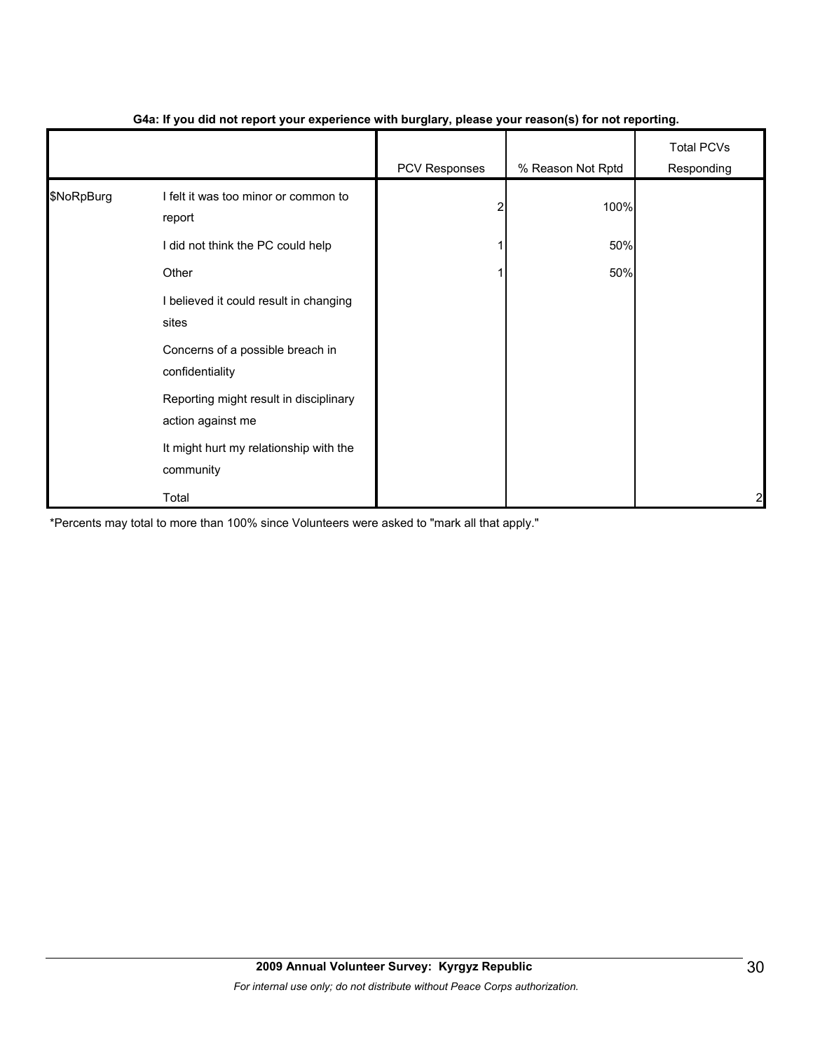**G4a: If you did not report your experience with burglary, please your reason(s) for not reporting.**

| | | PCV Responses | % Reason Not Rptd | Total PCVs Responding |
|---|---|---|---|---|
| $NoRpBurg | I felt it was too minor or common to report | 2 | 100% | |
| | I did not think the PC could help | 1 | 50% | |
| | Other | 1 | 50% | |
| | I believed it could result in changing sites | | | |
| | Concerns of a possible breach in confidentiality | | | |
| | Reporting might result in disciplinary action against me | | | |
| | It might hurt my relationship with the community | | | |
| | Total | | | 2 |

*Percents may total to more than 100% since Volunteers were asked to "mark all that apply."

**2009 Annual Volunteer Survey: Kyrgyz Republic**

*For internal use only; do not distribute without Peace Corps authorization.*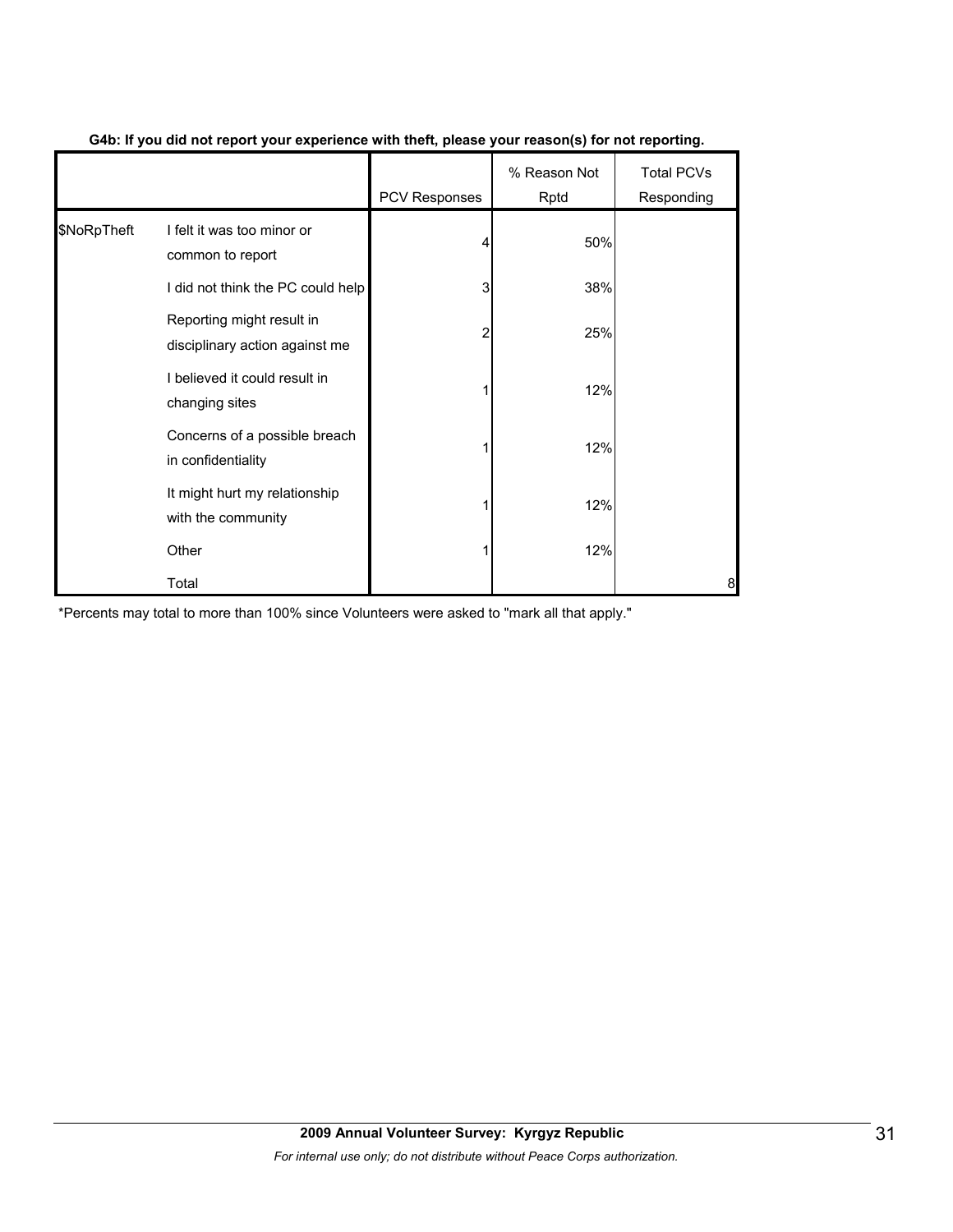**G4b: If you did not report your experience with theft, please your reason(s) for not reporting.**

| | | PCV Responses | % Reason Not Rptd | Total PCVs Responding |
|---|---|---|---|---|
| $NoRpTheft | I felt it was too minor or common to report | 4 | 50% | |
| | I did not think the PC could help | 3 | 38% | |
| | Reporting might result in disciplinary action against me | 2 | 25% | |
| | I believed it could result in changing sites | 1 | 12% | |
| | Concerns of a possible breach in confidentiality | 1 | 12% | |
| | It might hurt my relationship with the community | 1 | 12% | |
| | Other | 1 | 12% | |
| | Total | | | 8 |

*Percents may total to more than 100% since Volunteers were asked to "mark all that apply."

**2009 Annual Volunteer Survey: Kyrgyz Republic**

*For internal use only; do not distribute without Peace Corps authorization.*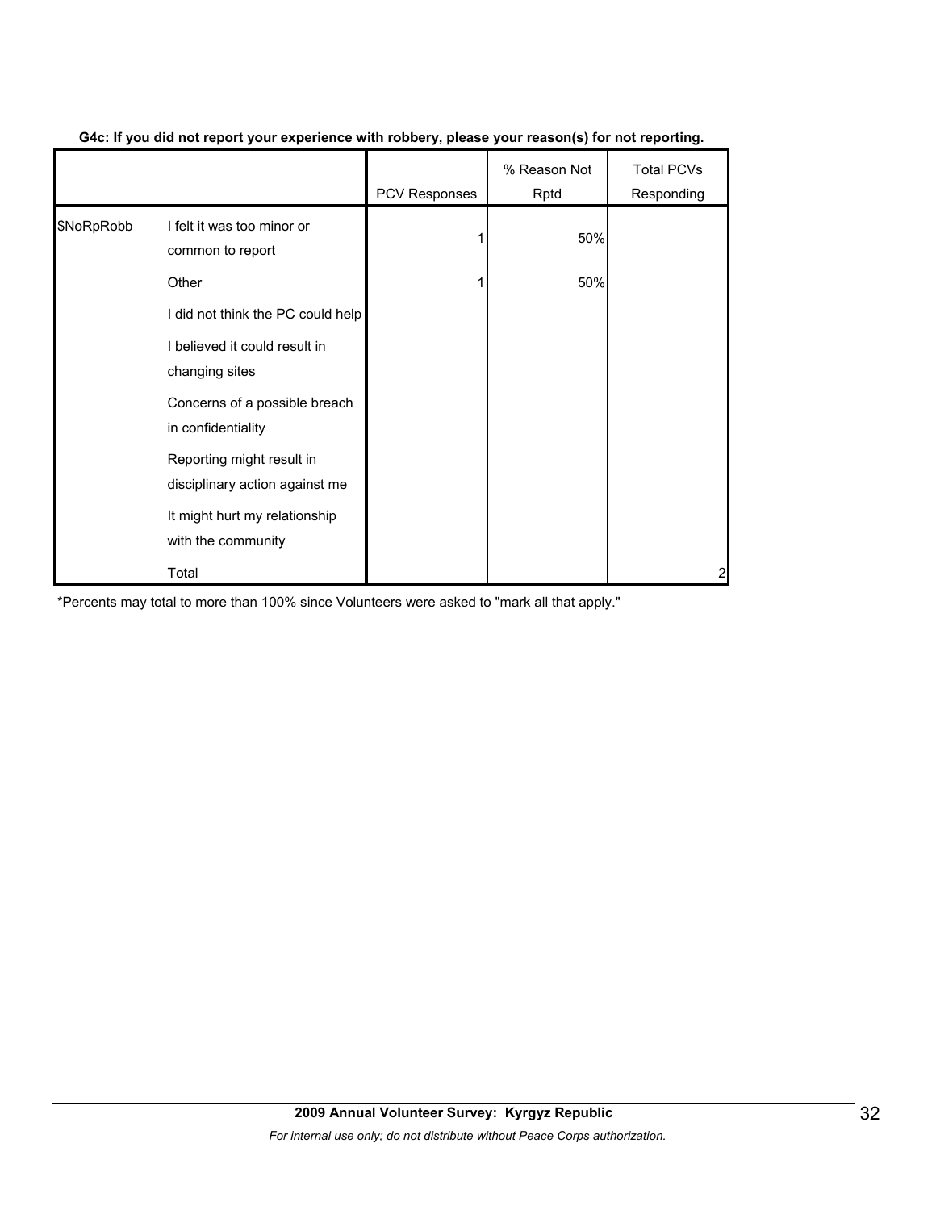**G4c: If you did not report your experience with robbery, please your reason(s) for not reporting.**

| | | PCV Responses | % Reason Not Rptd | Total PCVs Responding |
|---|---|---|---|---|
| $NoRpRobb | I felt it was too minor or common to report | 1 | 50% | |
| | Other | 1 | 50% | |
| | I did not think the PC could help | | | |
| | I believed it could result in changing sites | | | |
| | Concerns of a possible breach in confidentiality | | | |
| | Reporting might result in disciplinary action against me | | | |
| | It might hurt my relationship with the community | | | |
| | Total | | | 2 |

*Percents may total to more than 100% since Volunteers were asked to "mark all that apply."

**2009 Annual Volunteer Survey: Kyrgyz Republic**

*For internal use only; do not distribute without Peace Corps authorization.*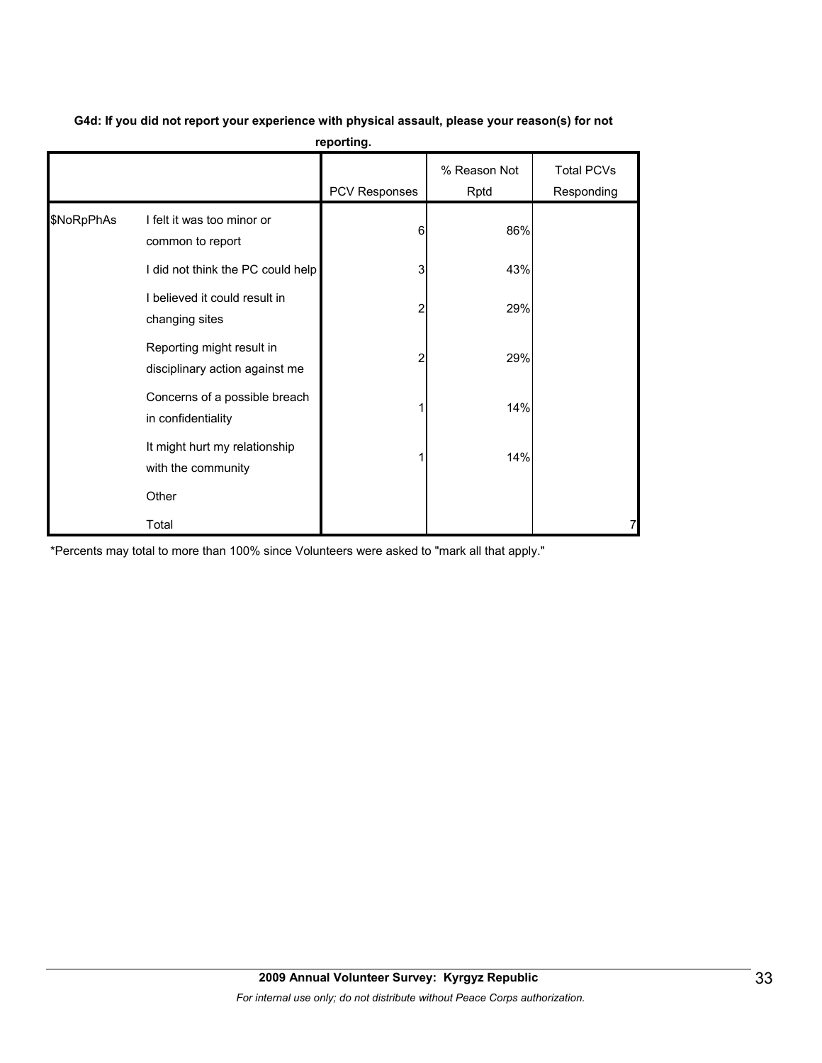**G4d: If you did not report your experience with physical assault, please your reason(s) for not reporting.**

| | | PCV Responses | % Reason Not Rptd | Total PCVs Responding |
|---|---|---|---|---|
| $NoRpPhAs | I felt it was too minor or common to report | 6 | 86% | |
| | I did not think the PC could help | 3 | 43% | |
| | I believed it could result in changing sites | 2 | 29% | |
| | Reporting might result in disciplinary action against me | 2 | 29% | |
| | Concerns of a possible breach in confidentiality | 1 | 14% | |
| | It might hurt my relationship with the community | 1 | 14% | |
| | Other | | | |
| | Total | | | 7 |

*Percents may total to more than 100% since Volunteers were asked to "mark all that apply."

**2009 Annual Volunteer Survey: Kyrgyz Republic**

*For internal use only; do not distribute without Peace Corps authorization.*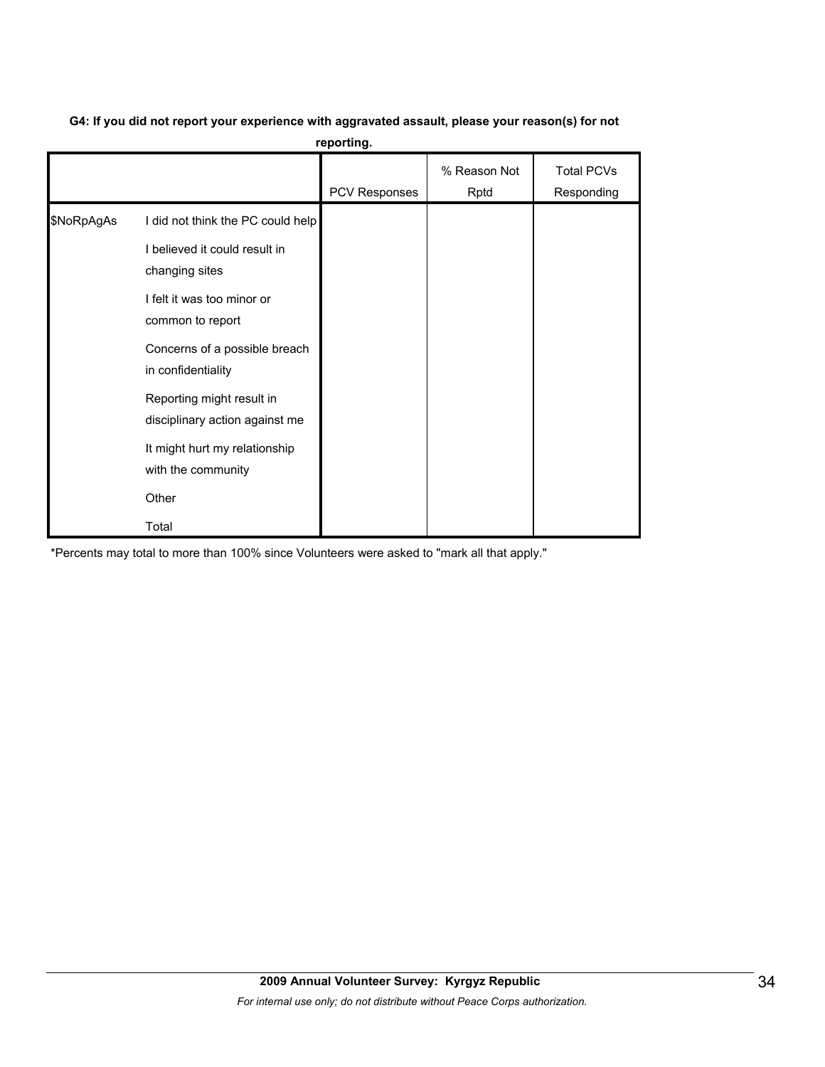**G4: If you did not report your experience with aggravated assault, please your reason(s) for not reporting.**

| | | PCV Responses | % Reason Not Rptd | Total PCVs Responding |
|---|---|---|---|---|
| $NoRpAgAs | I did not think the PC could help | | | |
| | I believed it could result in changing sites | | | |
| | I felt it was too minor or common to report | | | |
| | Concerns of a possible breach in confidentiality | | | |
| | Reporting might result in disciplinary action against me | | | |
| | It might hurt my relationship with the community | | | |
| | Other | | | |
| | Total | | | |

*Percents may total to more than 100% since Volunteers were asked to "mark all that apply."

**2009 Annual Volunteer Survey: Kyrgyz Republic**

*For internal use only; do not distribute without Peace Corps authorization.*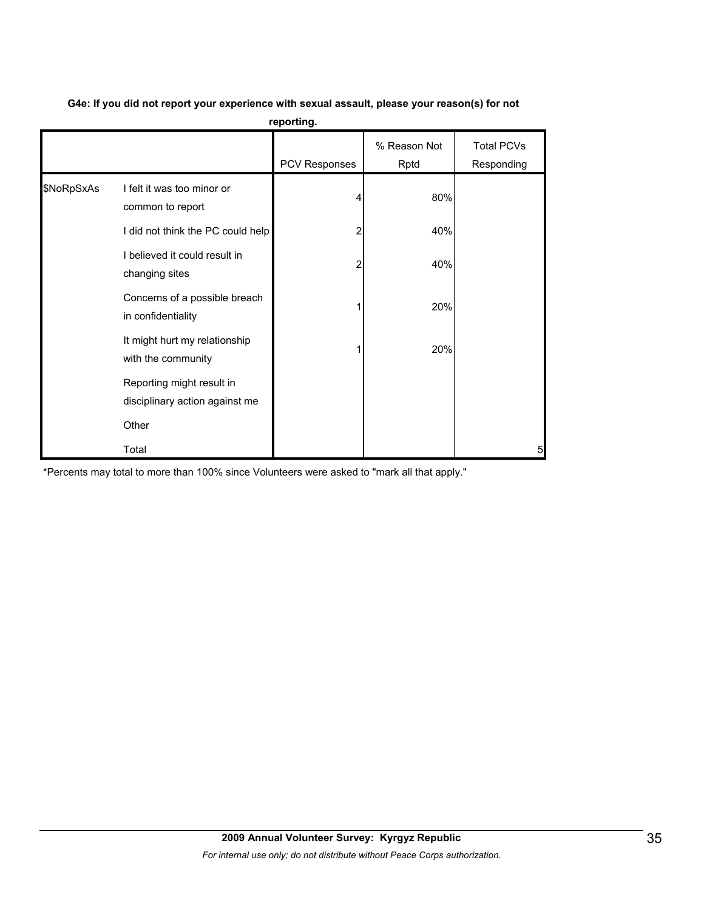**G4e: If you did not report your experience with sexual assault, please your reason(s) for not reporting.**

| | | PCV Responses | % Reason Not Rptd | Total PCVs Responding |
|---|---|---|---|---|
| $NoRpSxAs | I felt it was too minor or common to report | 4 | 80% | |
| | I did not think the PC could help | 2 | 40% | |
| | I believed it could result in changing sites | 2 | 40% | |
| | Concerns of a possible breach in confidentiality | 1 | 20% | |
| | It might hurt my relationship with the community | 1 | 20% | |
| | Reporting might result in disciplinary action against me | | | |
| | Other | | | |
| | Total | | | 5 |

*Percents may total to more than 100% since Volunteers were asked to "mark all that apply."

**2009 Annual Volunteer Survey: Kyrgyz Republic**

*For internal use only; do not distribute without Peace Corps authorization.*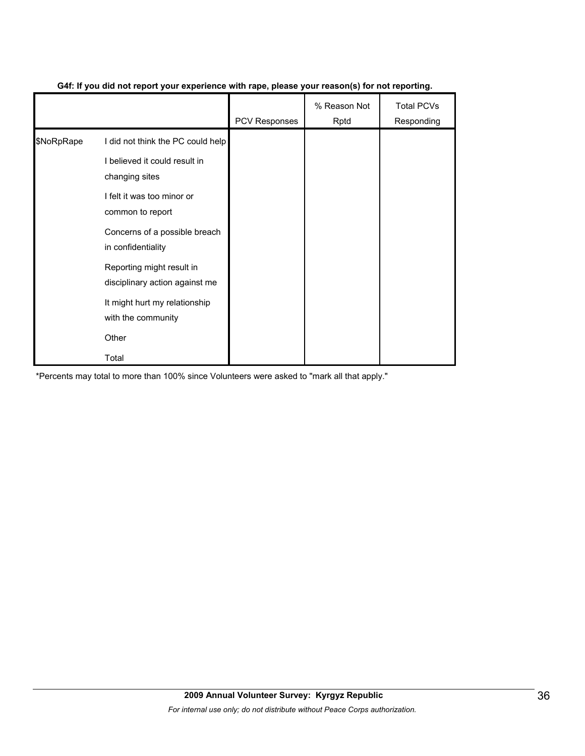**G4f: If you did not report your experience with rape, please your reason(s) for not reporting.**

| | | PCV Responses | % Reason Not Rptd | Total PCVs Responding |
|---|---|---|---|---|
| $NoRpRape | I did not think the PC could help | | | |
| | I believed it could result in changing sites | | | |
| | I felt it was too minor or common to report | | | |
| | Concerns of a possible breach in confidentiality | | | |
| | Reporting might result in disciplinary action against me | | | |
| | It might hurt my relationship with the community | | | |
| | Other | | | |
| | Total | | | |

*Percents may total to more than 100% since Volunteers were asked to "mark all that apply."

**2009 Annual Volunteer Survey: Kyrgyz Republic**

*For internal use only; do not distribute without Peace Corps authorization.*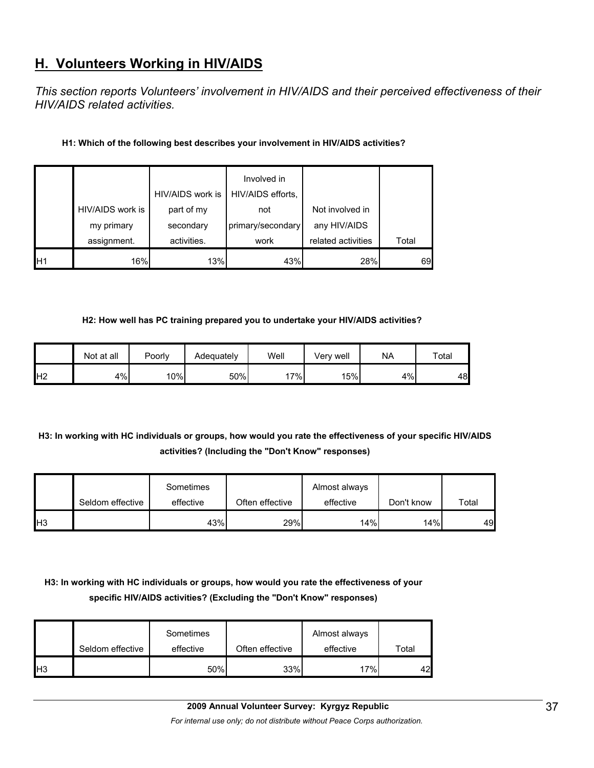## H. Volunteers Working in HIV/AIDS

*This section reports Volunteers' involvement in HIV/AIDS and their perceived effectiveness of their HIV/AIDS related activities.*

**H1: Which of the following best describes your involvement in HIV/AIDS activities?**

| | HIV/AIDS work is my primary assignment. | HIV/AIDS work is part of my secondary activities. | Involved in HIV/AIDS efforts, not primary/secondary work | Not involved in any HIV/AIDS related activities | Total |
|---|---|---|---|---|---|
| H1 | 16% | 13% | 43% | 28% | 69 |

**H2: How well has PC training prepared you to undertake your HIV/AIDS activities?**

| | Not at all | Poorly | Adequately | Well | Very well | NA | Total |
|---|---|---|---|---|---|---|---|
| H2 | 4% | 10% | 50% | 17% | 15% | 4% | 48 |

**H3: In working with HC individuals or groups, how would you rate the effectiveness of your specific HIV/AIDS activities? (Including the "Don't Know" responses)**

| | Seldom effective | Sometimes effective | Often effective | Almost always effective | Don't know | Total |
|---|---|---|---|---|---|---|
| H3 | | 43% | 29% | 14% | 14% | 49 |

**H3: In working with HC individuals or groups, how would you rate the effectiveness of your specific HIV/AIDS activities? (Excluding the "Don't Know" responses)**

| | Seldom effective | Sometimes effective | Often effective | Almost always effective | Total |
|---|---|---|---|---|---|
| H3 | | 50% | 33% | 17% | 42 |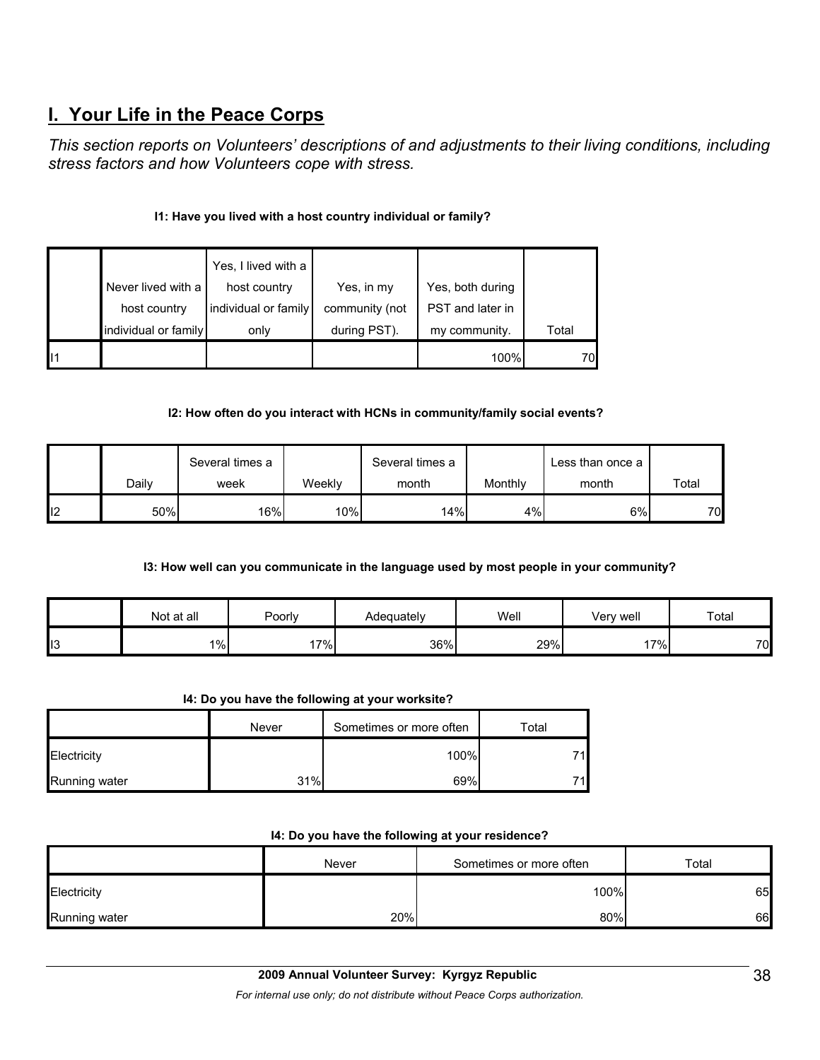## I. Your Life in the Peace Corps

*This section reports on Volunteers' descriptions of and adjustments to their living conditions, including stress factors and how Volunteers cope with stress.*

**I1: Have you lived with a host country individual or family?**

| | Never lived with a host country individual or family | Yes, I lived with a host country individual or family only | Yes, in my community (not during PST). | Yes, both during PST and later in my community. | Total |
|---|---|---|---|---|---|
| I1 | | | | 100% | 70 |

**I2: How often do you interact with HCNs in community/family social events?**

| | Daily | Several times a week | Weekly | Several times a month | Monthly | Less than once a month | Total |
|---|---|---|---|---|---|---|---|
| I2 | 50% | 16% | 10% | 14% | 4% | 6% | 70 |

**I3: How well can you communicate in the language used by most people in your community?**

| | Not at all | Poorly | Adequately | Well | Very well | Total |
|---|---|---|---|---|---|---|
| I3 | 1% | 17% | 36% | 29% | 17% | 70 |

**I4: Do you have the following at your worksite?**

| | Never | Sometimes or more often | Total |
|---|---|---|---|
| Electricity | | 100% | 71 |
| Running water | 31% | 69% | 71 |

**I4: Do you have the following at your residence?**

| | Never | Sometimes or more often | Total |
|---|---|---|---|
| Electricity | | 100% | 65 |
| Running water | 20% | 80% | 66 |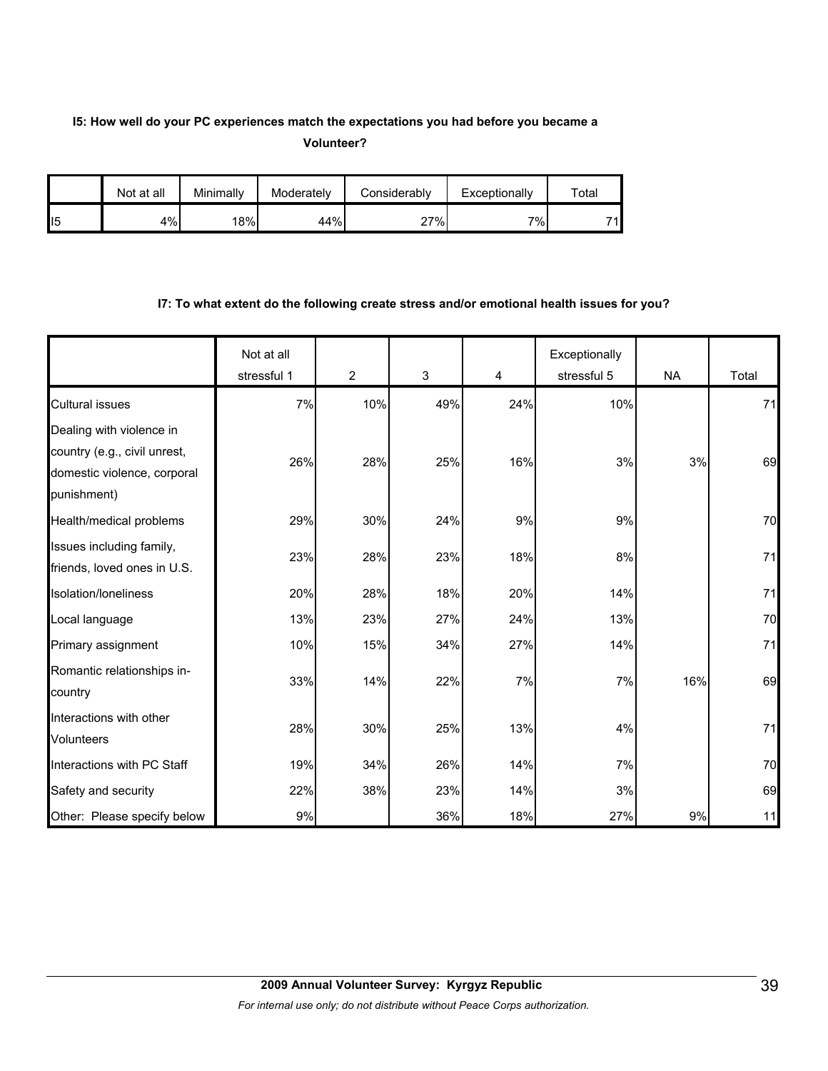**I5: How well do your PC experiences match the expectations you had before you became a Volunteer?**

| | Not at all | Minimally | Moderately | Considerably | Exceptionally | Total |
|---|---|---|---|---|---|---|
| I5 | 4% | 18% | 44% | 27% | 7% | 71 |

**I7: To what extent do the following create stress and/or emotional health issues for you?**

| | Not at all stressful 1 | 2 | 3 | 4 | Exceptionally stressful 5 | NA | Total |
|---|---|---|---|---|---|---|---|
| Cultural issues | 7% | 10% | 49% | 24% | 10% | | 71 |
| Dealing with violence in country (e.g., civil unrest, domestic violence, corporal punishment) | 26% | 28% | 25% | 16% | 3% | 3% | 69 |
| Health/medical problems | 29% | 30% | 24% | 9% | 9% | | 70 |
| Issues including family, friends, loved ones in U.S. | 23% | 28% | 23% | 18% | 8% | | 71 |
| Isolation/loneliness | 20% | 28% | 18% | 20% | 14% | | 71 |
| Local language | 13% | 23% | 27% | 24% | 13% | | 70 |
| Primary assignment | 10% | 15% | 34% | 27% | 14% | | 71 |
| Romantic relationships in-country | 33% | 14% | 22% | 7% | 7% | 16% | 69 |
| Interactions with other Volunteers | 28% | 30% | 25% | 13% | 4% | | 71 |
| Interactions with PC Staff | 19% | 34% | 26% | 14% | 7% | | 70 |
| Safety and security | 22% | 38% | 23% | 14% | 3% | | 69 |
| Other: Please specify below | 9% | | 36% | 18% | 27% | 9% | 11 |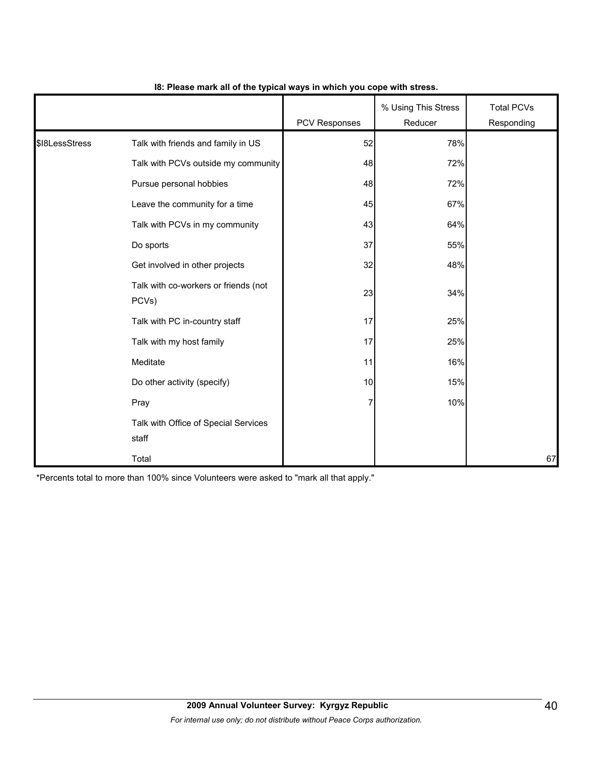**I8: Please mark all of the typical ways in which you cope with stress.**

| | | PCV Responses | % Using This Stress Reducer | Total PCVs Responding |
|---|---|---|---|---|
| $I8LessStress | Talk with friends and family in US | 52 | 78% | |
| | Talk with PCVs outside my community | 48 | 72% | |
| | Pursue personal hobbies | 48 | 72% | |
| | Leave the community for a time | 45 | 67% | |
| | Talk with PCVs in my community | 43 | 64% | |
| | Do sports | 37 | 55% | |
| | Get involved in other projects | 32 | 48% | |
| | Talk with co-workers or friends (not PCVs) | 23 | 34% | |
| | Talk with PC in-country staff | 17 | 25% | |
| | Talk with my host family | 17 | 25% | |
| | Meditate | 11 | 16% | |
| | Do other activity (specify) | 10 | 15% | |
| | Pray | 7 | 10% | |
| | Talk with Office of Special Services staff | | | |
| | Total | | | 67 |

*Percents total to more than 100% since Volunteers were asked to "mark all that apply."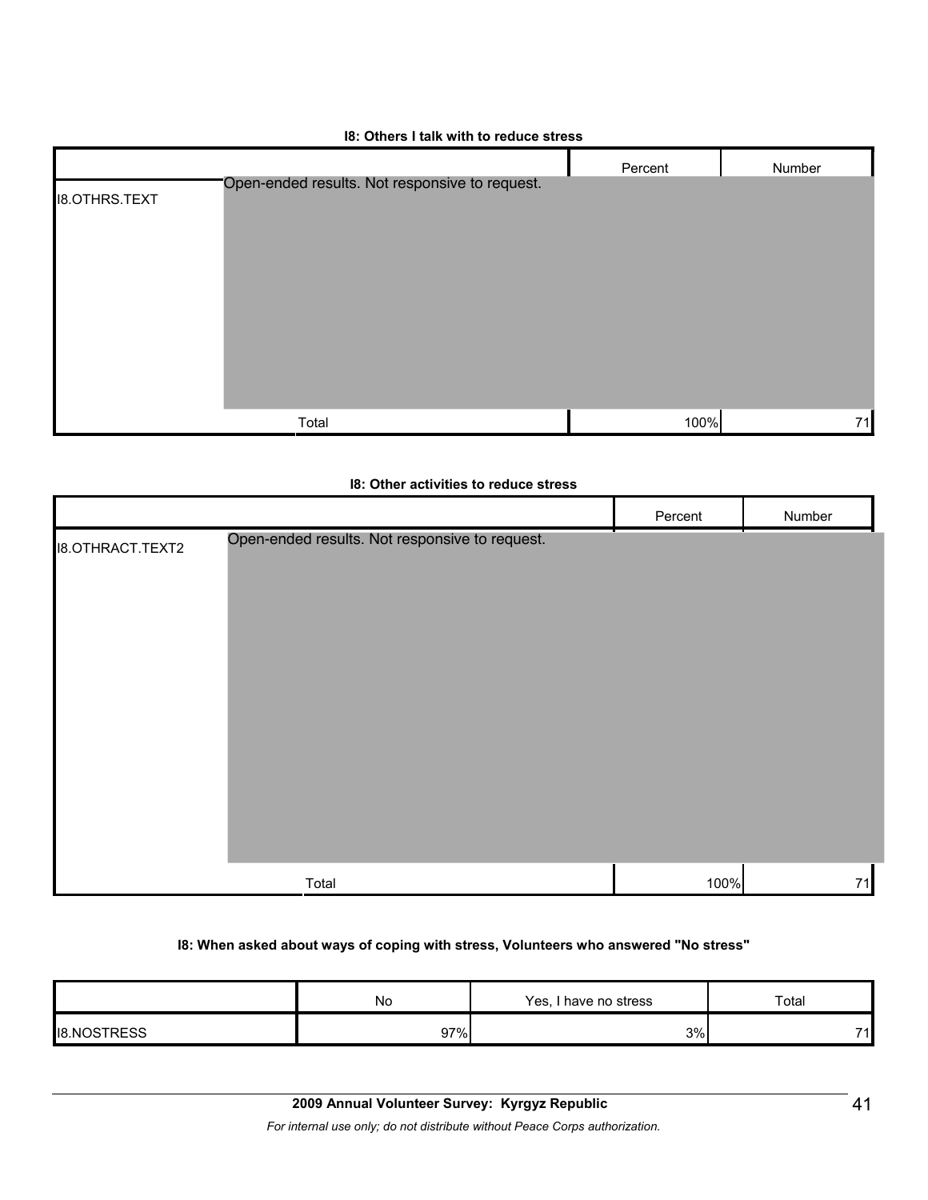**I8: Others I talk with to reduce stress**

| | | Percent | Number |
|---|---|---|---|
| I8.OTHRS.TEXT | Open-ended results. Not responsive to request. | | |
| | Total | 100% | 71 |

**I8: Other activities to reduce stress**

| | | Percent | Number |
|---|---|---|---|
| I8.OTHRACT.TEXT2 | Open-ended results. Not responsive to request. | | |
| | Total | 100% | 71 |

**I8: When asked about ways of coping with stress, Volunteers who answered "No stress"**

| | No | Yes, I have no stress | Total |
|---|---|---|---|
| I8.NOSTRESS | 97% | 3% | 71 |

**2009 Annual Volunteer Survey: Kyrgyz Republic**

*For internal use only; do not distribute without Peace Corps authorization.*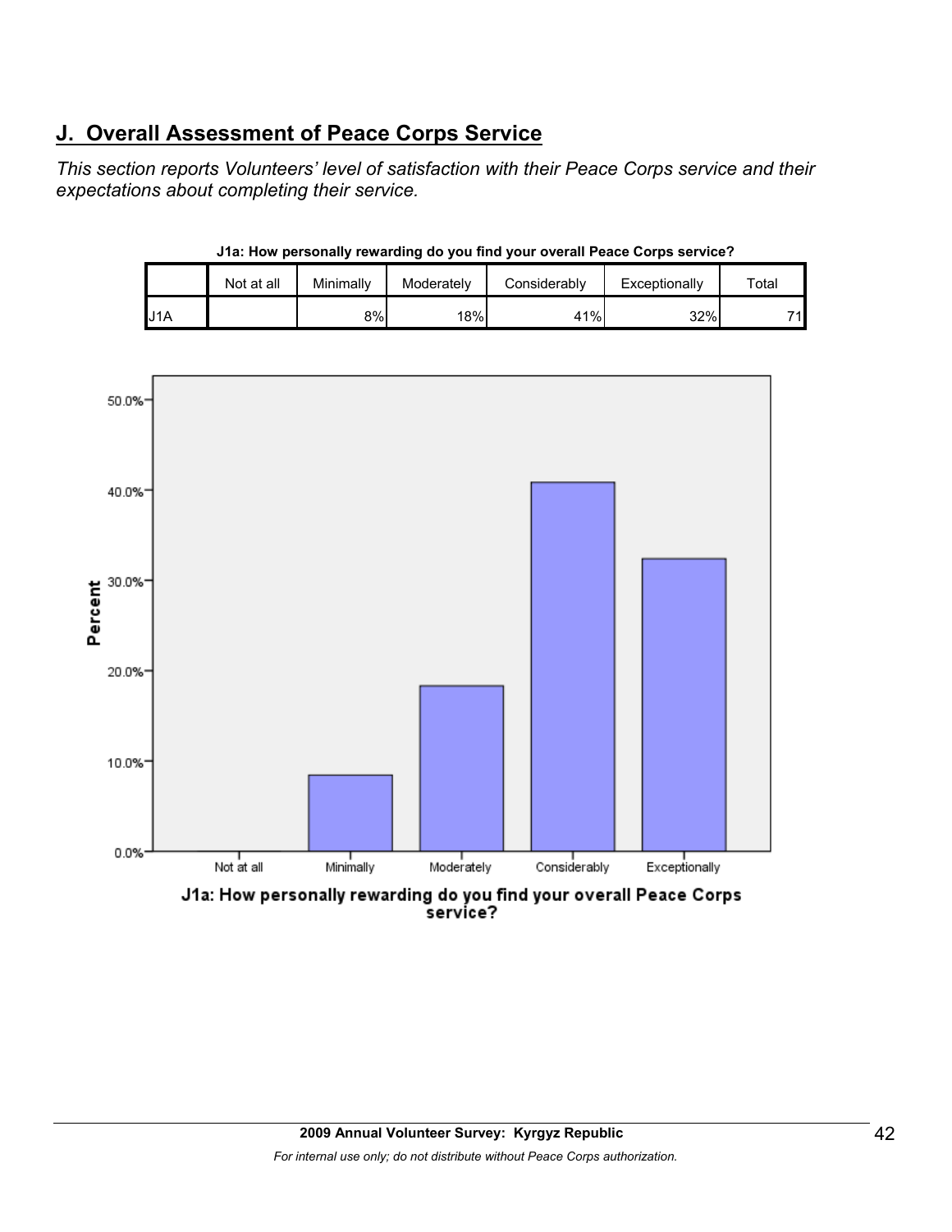## J. Overall Assessment of Peace Corps Service

*This section reports Volunteers' level of satisfaction with their Peace Corps service and their expectations about completing their service.*

**J1a: How personally rewarding do you find your overall Peace Corps service?**

| | Not at all | Minimally | Moderately | Considerably | Exceptionally | Total |
|---|---|---|---|---|---|---|
| J1A | | 8% | 18% | 41% | 32% | 71 |

**J1a: How personally rewarding do you find your overall Peace Corps service?**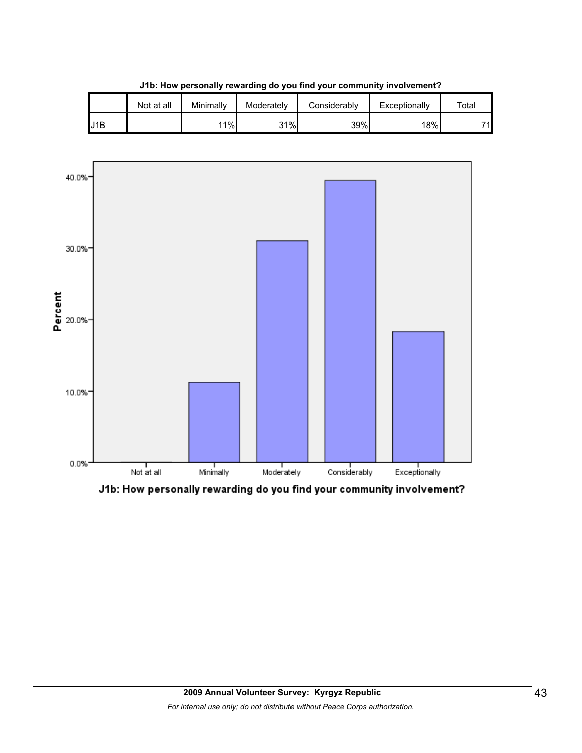**J1b: How personally rewarding do you find your community involvement?**

| | Not at all | Minimally | Moderately | Considerably | Exceptionally | Total |
|---|---|---|---|---|---|---|
| J1B | | 11% | 31% | 39% | 18% | 71 |

J1b: How personally rewarding do you find your community involvement?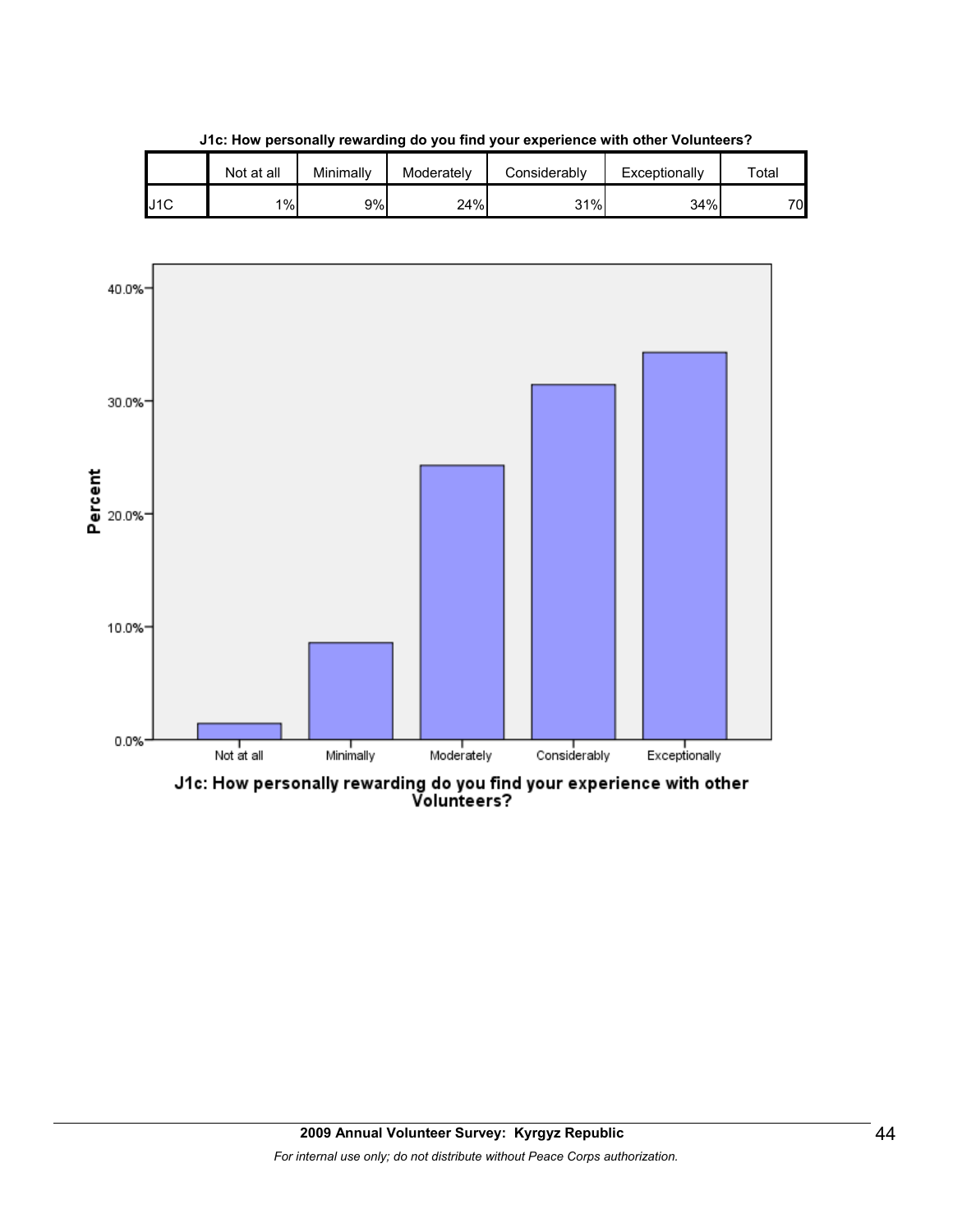**J1c: How personally rewarding do you find your experience with other Volunteers?**

| | Not at all | Minimally | Moderately | Considerably | Exceptionally | Total |
|---|---|---|---|---|---|---|
| J1C | 1% | 9% | 24% | 31% | 34% | 70 |

40.0%
30.0%
20.0%
10.0%
0.0%

Percent

Not at all | Minimally | Moderately | Considerably | Exceptionally

J1c: How personally rewarding do you find your experience with other Volunteers?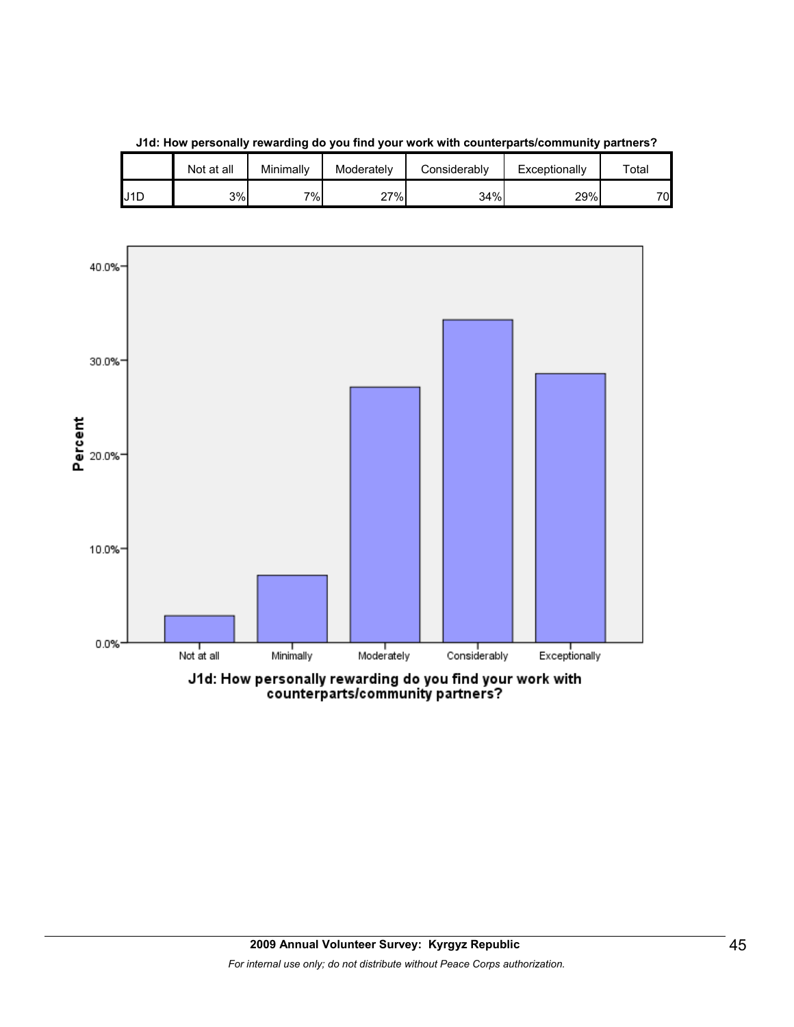**J1d: How personally rewarding do you find your work with counterparts/community partners?**

| | Not at all | Minimally | Moderately | Considerably | Exceptionally | Total |
|---|---|---|---|---|---|---|
| J1D | 3% | 7% | 27% | 34% | 29% | 70 |

J1d: How personally rewarding do you find your work with counterparts/community partners?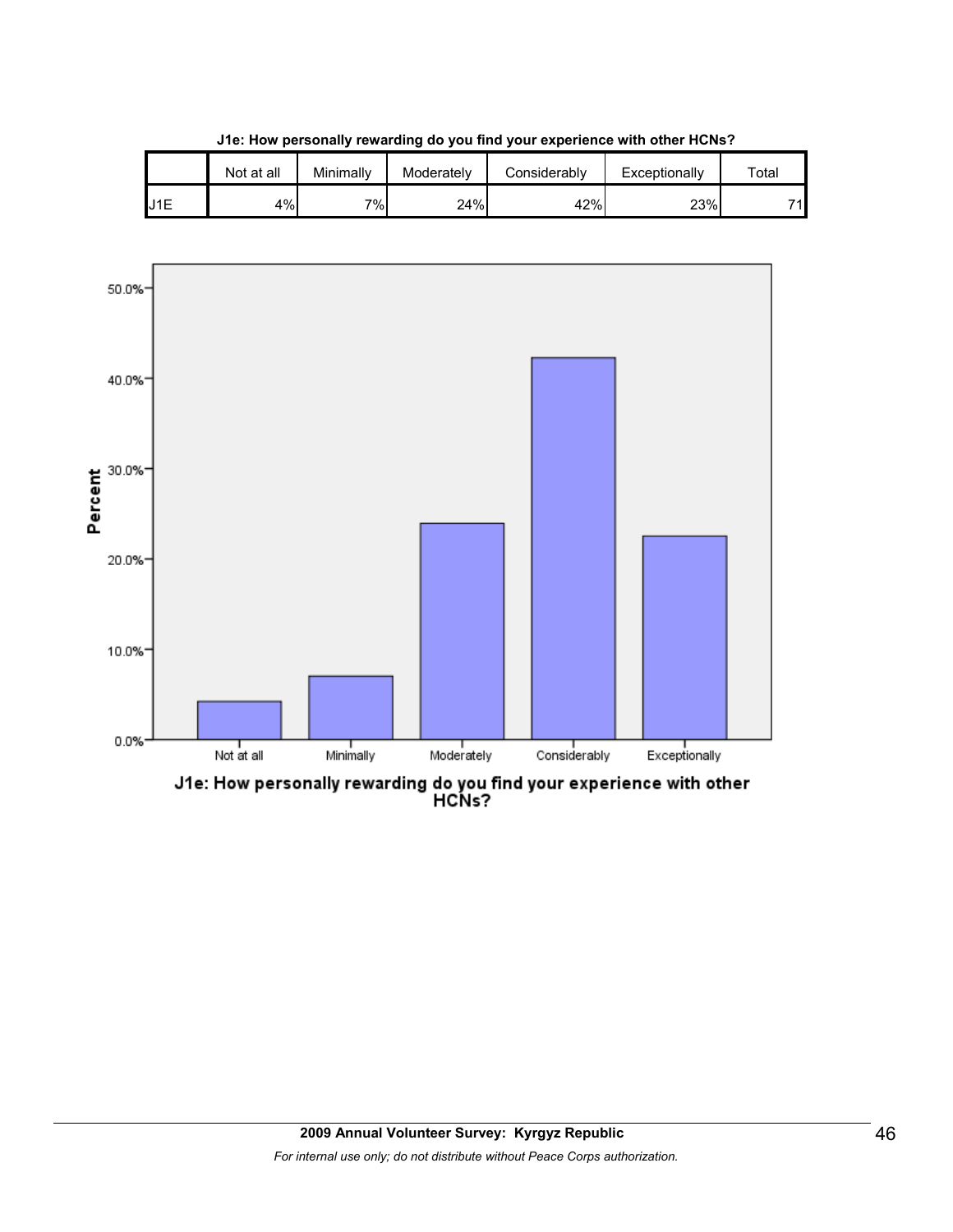**J1e: How personally rewarding do you find your experience with other HCNs?**

| | Not at all | Minimally | Moderately | Considerably | Exceptionally | Total |
|---|---|---|---|---|---|---|
| J1E | 4% | 7% | 24% | 42% | 23% | 71 |

J1e: How personally rewarding do you find your experience with other HCNs?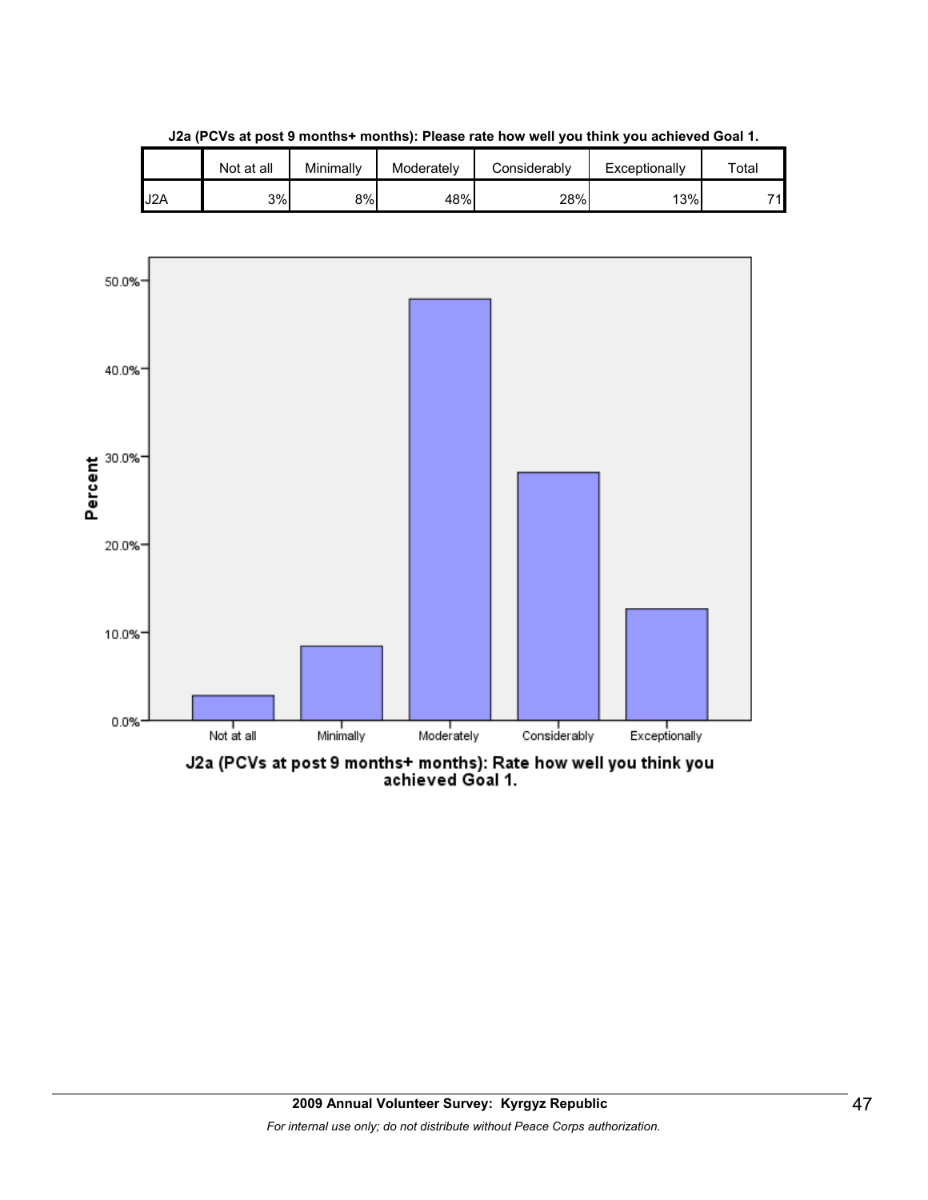**J2a (PCVs at post 9 months+ months): Please rate how well you think you achieved Goal 1.**

| | Not at all | Minimally | Moderately | Considerably | Exceptionally | Total |
|---|---|---|---|---|---|---|
| J2A | 3% | 8% | 48% | 28% | 13% | 71 |

J2a (PCVs at post 9 months+ months): Rate how well you think you achieved Goal 1.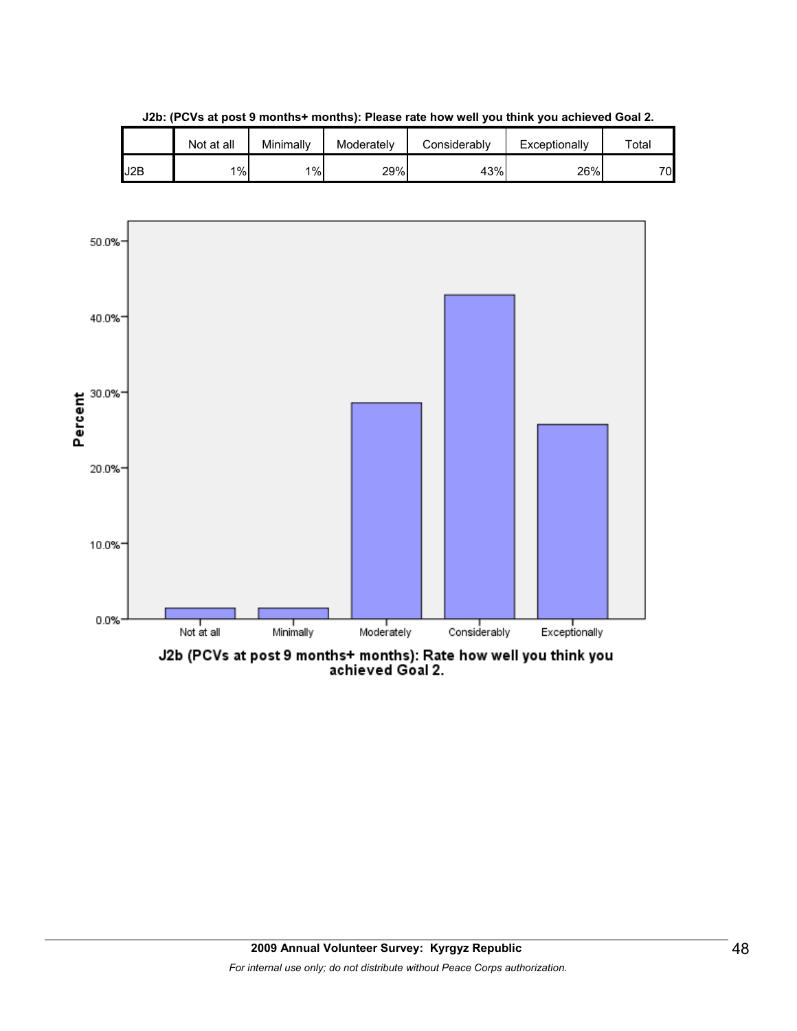**J2b: (PCVs at post 9 months+ months): Please rate how well you think you achieved Goal 2.**

| | Not at all | Minimally | Moderately | Considerably | Exceptionally | Total |
|---|---|---|---|---|---|---|
| J2B | 1% | 1% | 29% | 43% | 26% | 70 |

J2b (PCVs at post 9 months+ months): Rate how well you think you achieved Goal 2.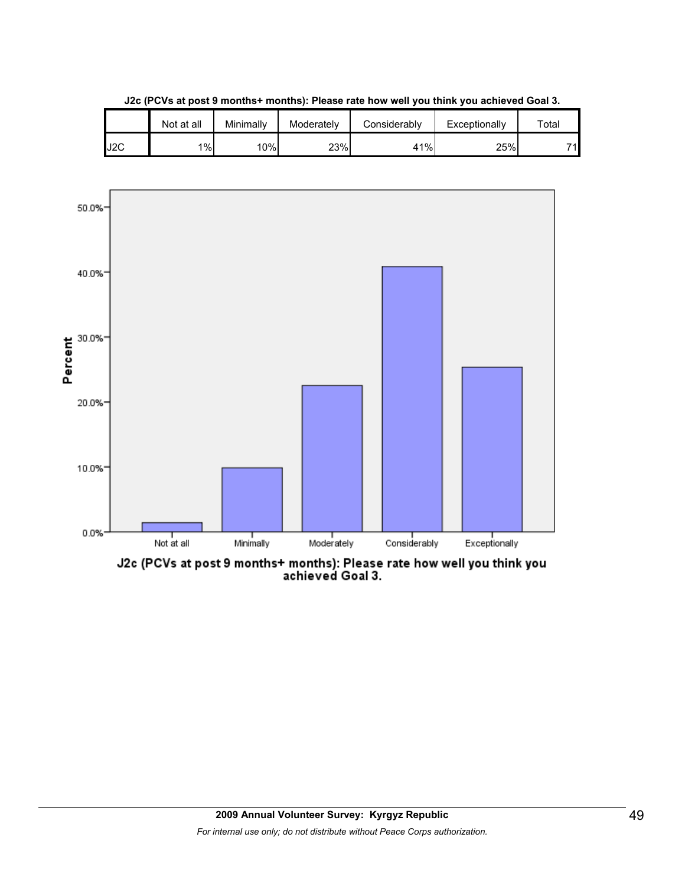**J2c (PCVs at post 9 months+ months): Please rate how well you think you achieved Goal 3.**

| | Not at all | Minimally | Moderately | Considerably | Exceptionally | Total |
|---|---|---|---|---|---|---|
| J2C | 1% | 10% | 23% | 41% | 25% | 71 |

J2c (PCVs at post 9 months+ months): Please rate how well you think you achieved Goal 3.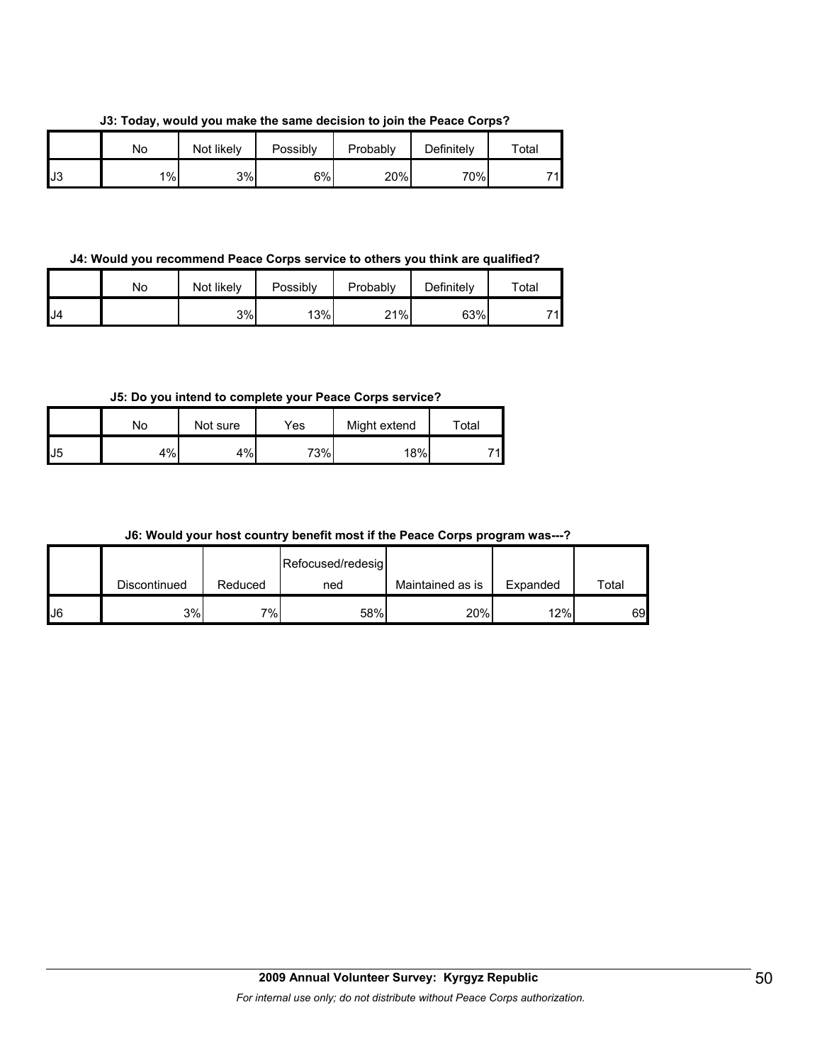**J3: Today, would you make the same decision to join the Peace Corps?**

| | No | Not likely | Possibly | Probably | Definitely | Total |
|---|---|---|---|---|---|---|
| J3 | 1% | 3% | 6% | 20% | 70% | 71 |

**J4: Would you recommend Peace Corps service to others you think are qualified?**

| | No | Not likely | Possibly | Probably | Definitely | Total |
|---|---|---|---|---|---|---|
| J4 | | 3% | 13% | 21% | 63% | 71 |

**J5: Do you intend to complete your Peace Corps service?**

| | No | Not sure | Yes | Might extend | Total |
|---|---|---|---|---|---|
| J5 | 4% | 4% | 73% | 18% | 71 |

**J6: Would your host country benefit most if the Peace Corps program was---?**

| | Discontinued | Reduced | Refocused/redesigned | Maintained as is | Expanded | Total |
|---|---|---|---|---|---|---|
| J6 | 3% | 7% | 58% | 20% | 12% | 69 |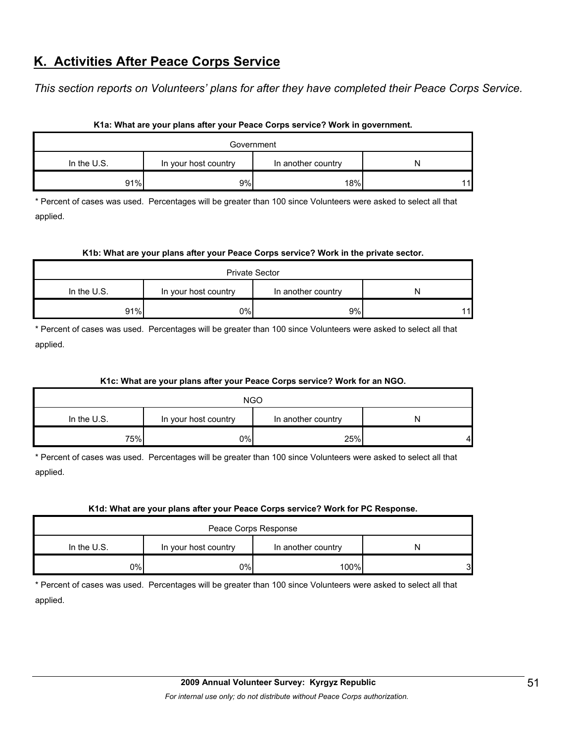## K. Activities After Peace Corps Service

*This section reports on Volunteers' plans for after they have completed their Peace Corps Service.*

**K1a: What are your plans after your Peace Corps service? Work in government.**

| Government | | | |
|---|---|---|---|
| In the U.S. | In your host country | In another country | N |
| 91% | 9% | 18% | 11 |

* Percent of cases was used. Percentages will be greater than 100 since Volunteers were asked to select all that applied.

**K1b: What are your plans after your Peace Corps service? Work in the private sector.**

| Private Sector | | | |
|---|---|---|---|
| In the U.S. | In your host country | In another country | N |
| 91% | 0% | 9% | 11 |

* Percent of cases was used. Percentages will be greater than 100 since Volunteers were asked to select all that applied.

**K1c: What are your plans after your Peace Corps service? Work for an NGO.**

| NGO | | | |
|---|---|---|---|
| In the U.S. | In your host country | In another country | N |
| 75% | 0% | 25% | 4 |

* Percent of cases was used. Percentages will be greater than 100 since Volunteers were asked to select all that applied.

**K1d: What are your plans after your Peace Corps service? Work for PC Response.**

| Peace Corps Response | | | |
|---|---|---|---|
| In the U.S. | In your host country | In another country | N |
| 0% | 0% | 100% | 3 |

* Percent of cases was used. Percentages will be greater than 100 since Volunteers were asked to select all that applied.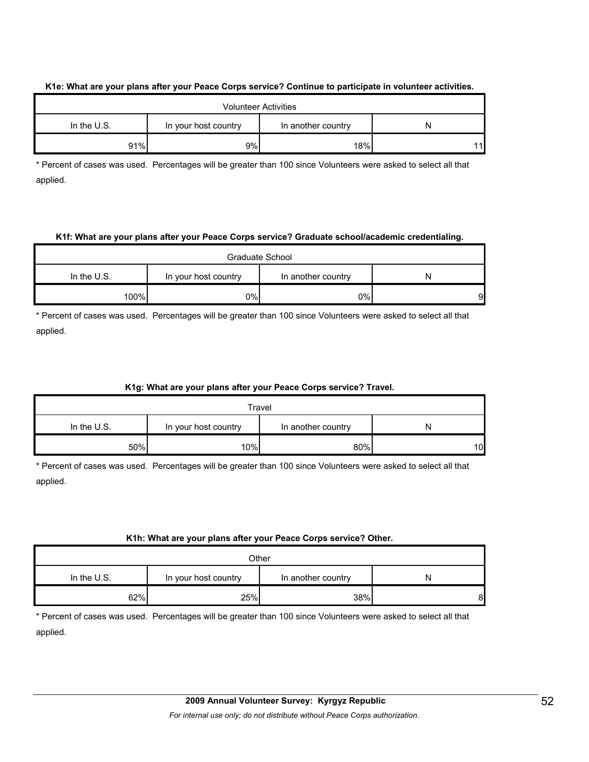**K1e: What are your plans after your Peace Corps service? Continue to participate in volunteer activities.**

| Volunteer Activities | | | |
|---|---|---|---|
| In the U.S. | In your host country | In another country | N |
| 91% | 9% | 18% | 11 |

* Percent of cases was used. Percentages will be greater than 100 since Volunteers were asked to select all that applied.

**K1f: What are your plans after your Peace Corps service? Graduate school/academic credentialing.**

| Graduate School | | | |
|---|---|---|---|
| In the U.S. | In your host country | In another country | N |
| 100% | 0% | 0% | 9 |

* Percent of cases was used. Percentages will be greater than 100 since Volunteers were asked to select all that applied.

**K1g: What are your plans after your Peace Corps service? Travel.**

| Travel | | | |
|---|---|---|---|
| In the U.S. | In your host country | In another country | N |
| 50% | 10% | 80% | 10 |

* Percent of cases was used. Percentages will be greater than 100 since Volunteers were asked to select all that applied.

**K1h: What are your plans after your Peace Corps service? Other.**

| Other | | | |
|---|---|---|---|
| In the U.S. | In your host country | In another country | N |
| 62% | 25% | 38% | 8 |

* Percent of cases was used. Percentages will be greater than 100 since Volunteers were asked to select all that applied.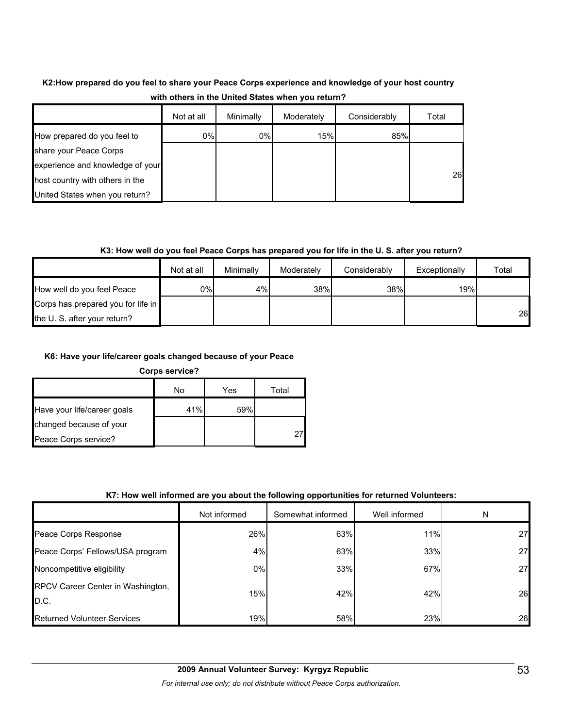**K2:How prepared do you feel to share your Peace Corps experience and knowledge of your host country with others in the United States when you return?**

| | Not at all | Minimally | Moderately | Considerably | Total |
|---|---|---|---|---|---|
| How prepared do you feel to share your Peace Corps experience and knowledge of your host country with others in the United States when you return? | 0% | 0% | 15% | 85% | 26 |

**K3: How well do you feel Peace Corps has prepared you for life in the U. S. after you return?**

| | Not at all | Minimally | Moderately | Considerably | Exceptionally | Total |
|---|---|---|---|---|---|---|
| How well do you feel Peace Corps has prepared you for life in the U. S. after your return? | 0% | 4% | 38% | 38% | 19% | 26 |

**K6: Have your life/career goals changed because of your Peace Corps service?**

| | No | Yes | Total |
|---|---|---|---|
| Have your life/career goals changed because of your Peace Corps service? | 41% | 59% | 27 |

**K7: How well informed are you about the following opportunities for returned Volunteers:**

| | Not informed | Somewhat informed | Well informed | N |
|---|---|---|---|---|
| Peace Corps Response | 26% | 63% | 11% | 27 |
| Peace Corps' Fellows/USA program | 4% | 63% | 33% | 27 |
| Noncompetitive eligibility | 0% | 33% | 67% | 27 |
| RPCV Career Center in Washington, D.C. | 15% | 42% | 42% | 26 |
| Returned Volunteer Services | 19% | 58% | 23% | 26 |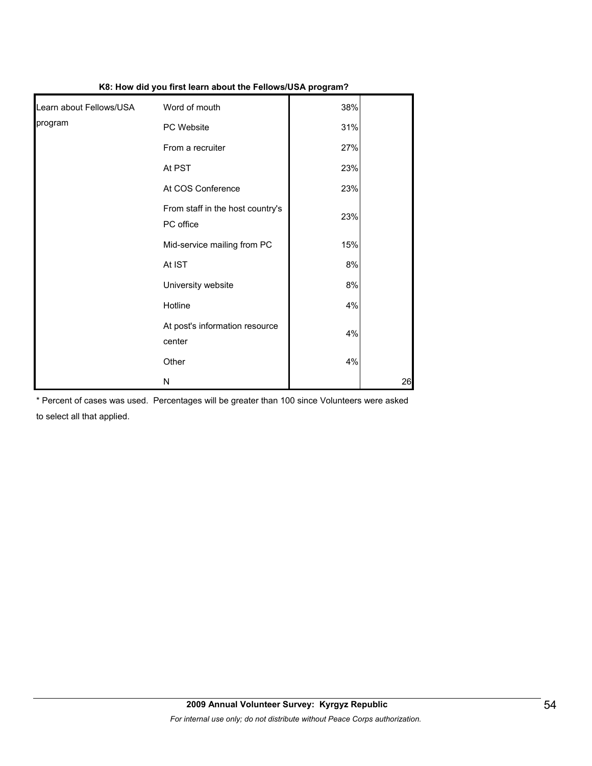**K8: How did you first learn about the Fellows/USA program?**

| | | | |
|---|---|---|---|
| Learn about Fellows/USA program | Word of mouth | 38% | |
| | PC Website | 31% | |
| | From a recruiter | 27% | |
| | At PST | 23% | |
| | At COS Conference | 23% | |
| | From staff in the host country's PC office | 23% | |
| | Mid-service mailing from PC | 15% | |
| | At IST | 8% | |
| | University website | 8% | |
| | Hotline | 4% | |
| | At post's information resource center | 4% | |
| | Other | 4% | |
| | N | | 26 |

* Percent of cases was used. Percentages will be greater than 100 since Volunteers were asked to select all that applied.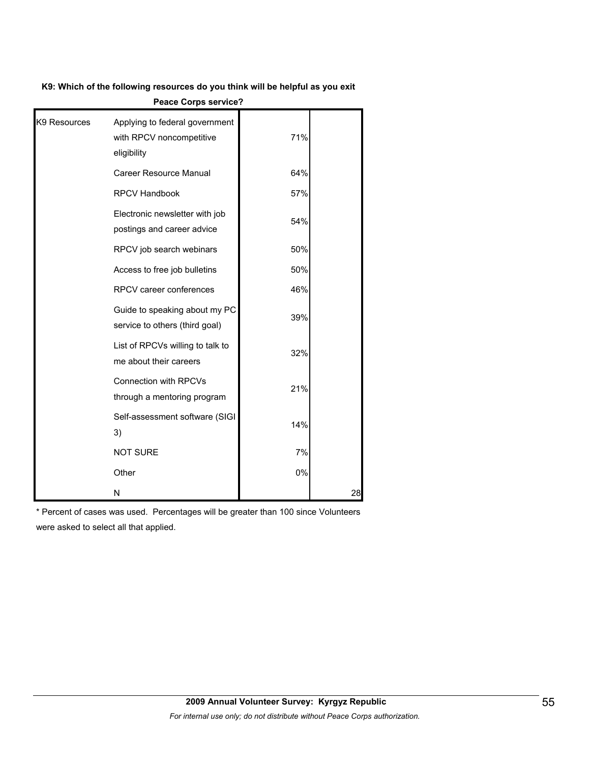**K9: Which of the following resources do you think will be helpful as you exit Peace Corps service?**

| | | | |
|---|---|---|---|
| K9 Resources | Applying to federal government with RPCV noncompetitive eligibility | 71% | |
| | Career Resource Manual | 64% | |
| | RPCV Handbook | 57% | |
| | Electronic newsletter with job postings and career advice | 54% | |
| | RPCV job search webinars | 50% | |
| | Access to free job bulletins | 50% | |
| | RPCV career conferences | 46% | |
| | Guide to speaking about my PC service to others (third goal) | 39% | |
| | List of RPCVs willing to talk to me about their careers | 32% | |
| | Connection with RPCVs through a mentoring program | 21% | |
| | Self-assessment software (SIGI 3) | 14% | |
| | NOT SURE | 7% | |
| | Other | 0% | |
| | N | | 28 |

* Percent of cases was used. Percentages will be greater than 100 since Volunteers were asked to select all that applied.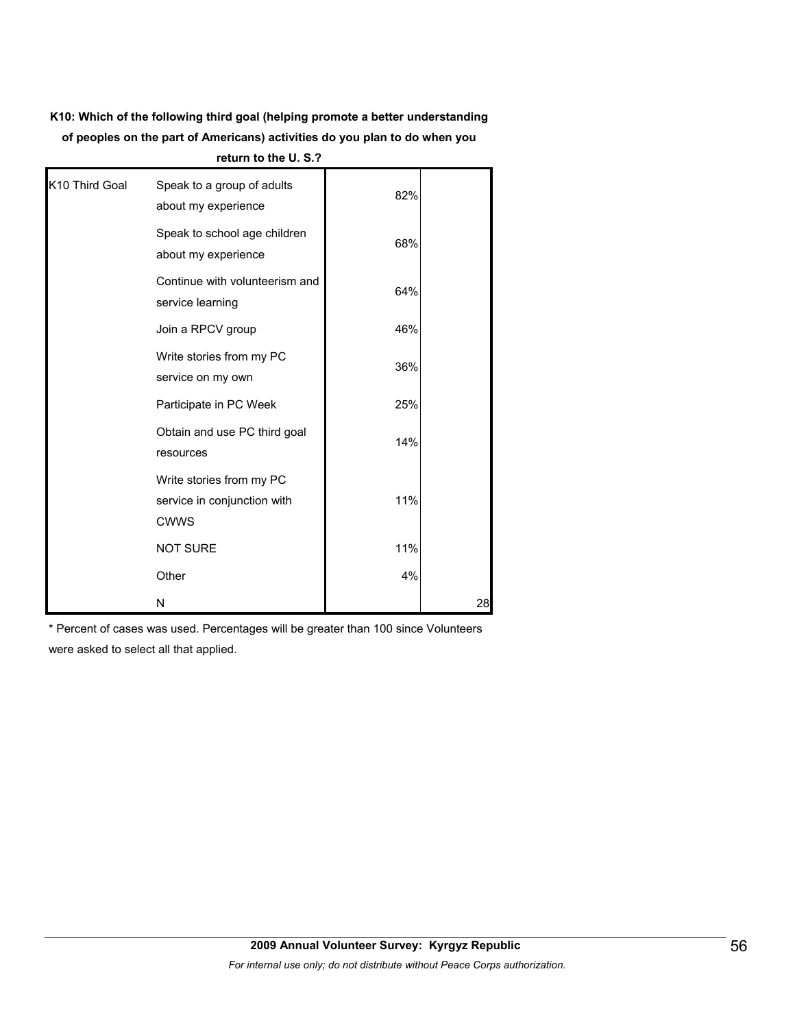**K10: Which of the following third goal (helping promote a better understanding of peoples on the part of Americans) activities do you plan to do when you return to the U. S.?**

| | | | |
|---|---|---|---|
| K10 Third Goal | Speak to a group of adults about my experience | 82% | |
| | Speak to school age children about my experience | 68% | |
| | Continue with volunteerism and service learning | 64% | |
| | Join a RPCV group | 46% | |
| | Write stories from my PC service on my own | 36% | |
| | Participate in PC Week | 25% | |
| | Obtain and use PC third goal resources | 14% | |
| | Write stories from my PC service in conjunction with CWWS | 11% | |
| | NOT SURE | 11% | |
| | Other | 4% | |
| | N | | 28 |

* Percent of cases was used. Percentages will be greater than 100 since Volunteers were asked to select all that applied.